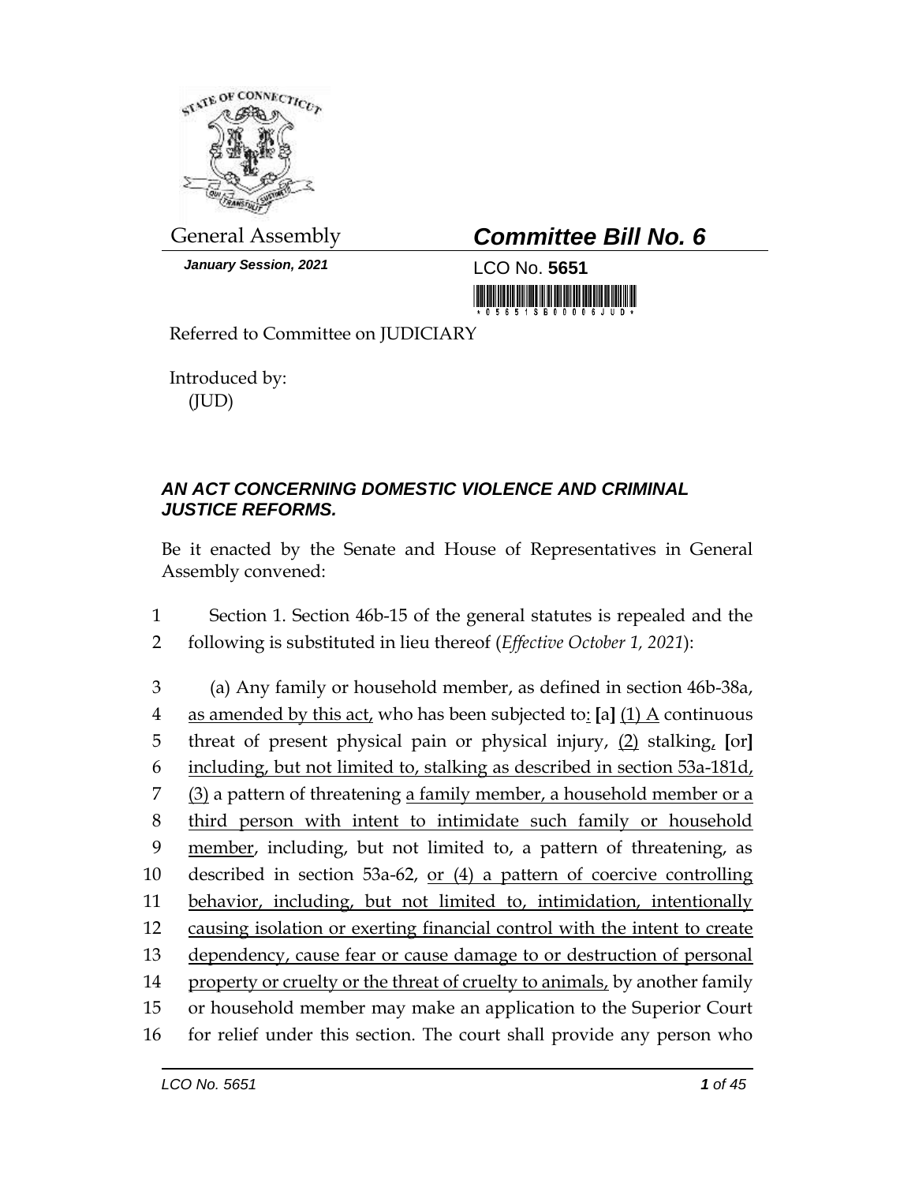General Assembly

***Committee Bill No. 6***

***January Session, 2021***

LCO No. **5651**

Referred to Committee on JUDICIARY

Introduced by:
(JUD)

***AN ACT CONCERNING DOMESTIC VIOLENCE AND CRIMINAL JUSTICE REFORMS.***

Be it enacted by the Senate and House of Representatives in General Assembly convened:

1 Section 1. Section 46b-15 of the general statutes is repealed and the
2 following is substituted in lieu thereof (*Effective October 1, 2021*):

3 (a) Any family or household member, as defined in section 46b-38a,
4 as amended by this act, who has been subjected to: **[**a**]** (1) A continuous
5 threat of present physical pain or physical injury, (2) stalking, **[**or**]**
6 including, but not limited to, stalking as described in section 53a-181d,
7 (3) a pattern of threatening a family member, a household member or a
8 third person with intent to intimidate such family or household
9 member, including, but not limited to, a pattern of threatening, as
10 described in section 53a-62, or (4) a pattern of coercive controlling
11 behavior, including, but not limited to, intimidation, intentionally
12 causing isolation or exerting financial control with the intent to create
13 dependency, cause fear or cause damage to or destruction of personal
14 property or cruelty or the threat of cruelty to animals, by another family
15 or household member may make an application to the Superior Court
16 for relief under this section. The court shall provide any person who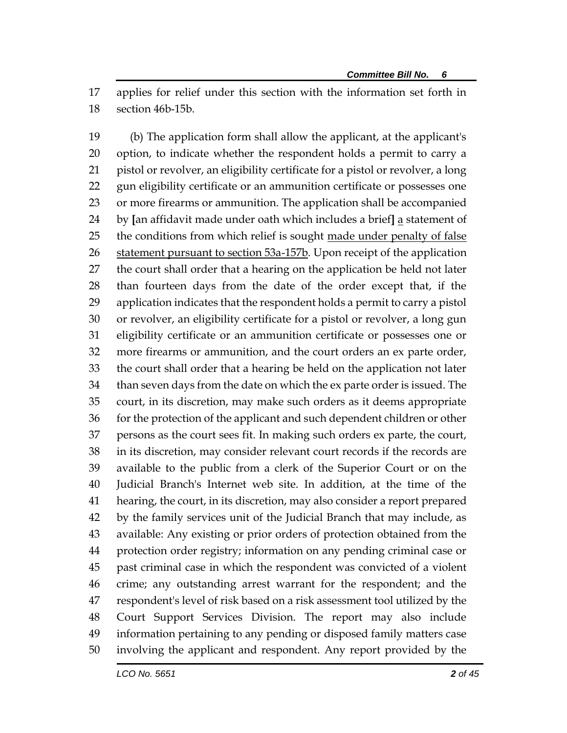applies for relief under this section with the information set forth in section 46b-15b.

(b) The application form shall allow the applicant, at the applicant's option, to indicate whether the respondent holds a permit to carry a pistol or revolver, an eligibility certificate for a pistol or revolver, a long gun eligibility certificate or an ammunition certificate or possesses one or more firearms or ammunition. The application shall be accompanied by [an affidavit made under oath which includes a brief] <u>a</u> statement of the conditions from which relief is sought <u>made under penalty of false statement pursuant to section 53a-157b</u>. Upon receipt of the application the court shall order that a hearing on the application be held not later than fourteen days from the date of the order except that, if the application indicates that the respondent holds a permit to carry a pistol or revolver, an eligibility certificate for a pistol or revolver, a long gun eligibility certificate or an ammunition certificate or possesses one or more firearms or ammunition, and the court orders an ex parte order, the court shall order that a hearing be held on the application not later than seven days from the date on which the ex parte order is issued. The court, in its discretion, may make such orders as it deems appropriate for the protection of the applicant and such dependent children or other persons as the court sees fit. In making such orders ex parte, the court, in its discretion, may consider relevant court records if the records are available to the public from a clerk of the Superior Court or on the Judicial Branch's Internet web site. In addition, at the time of the hearing, the court, in its discretion, may also consider a report prepared by the family services unit of the Judicial Branch that may include, as available: Any existing or prior orders of protection obtained from the protection order registry; information on any pending criminal case or past criminal case in which the respondent was convicted of a violent crime; any outstanding arrest warrant for the respondent; and the respondent's level of risk based on a risk assessment tool utilized by the Court Support Services Division. The report may also include information pertaining to any pending or disposed family matters case involving the applicant and respondent. Any report provided by the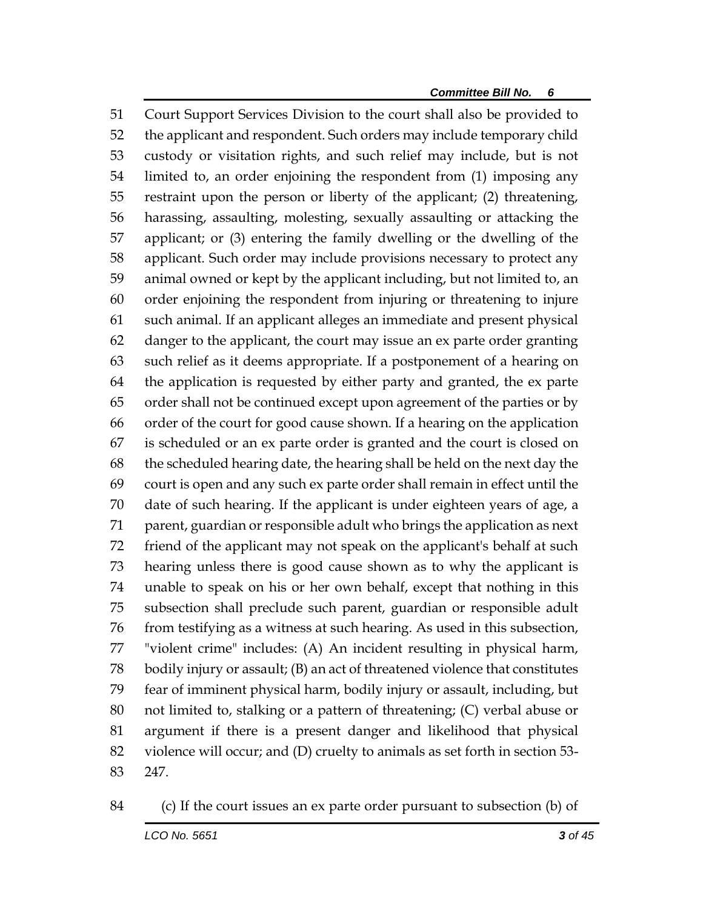Court Support Services Division to the court shall also be provided to the applicant and respondent. Such orders may include temporary child custody or visitation rights, and such relief may include, but is not limited to, an order enjoining the respondent from (1) imposing any restraint upon the person or liberty of the applicant; (2) threatening, harassing, assaulting, molesting, sexually assaulting or attacking the applicant; or (3) entering the family dwelling or the dwelling of the applicant. Such order may include provisions necessary to protect any animal owned or kept by the applicant including, but not limited to, an order enjoining the respondent from injuring or threatening to injure such animal. If an applicant alleges an immediate and present physical danger to the applicant, the court may issue an ex parte order granting such relief as it deems appropriate. If a postponement of a hearing on the application is requested by either party and granted, the ex parte order shall not be continued except upon agreement of the parties or by order of the court for good cause shown. If a hearing on the application is scheduled or an ex parte order is granted and the court is closed on the scheduled hearing date, the hearing shall be held on the next day the court is open and any such ex parte order shall remain in effect until the date of such hearing. If the applicant is under eighteen years of age, a parent, guardian or responsible adult who brings the application as next friend of the applicant may not speak on the applicant's behalf at such hearing unless there is good cause shown as to why the applicant is unable to speak on his or her own behalf, except that nothing in this subsection shall preclude such parent, guardian or responsible adult from testifying as a witness at such hearing. As used in this subsection, "violent crime" includes: (A) An incident resulting in physical harm, bodily injury or assault; (B) an act of threatened violence that constitutes fear of imminent physical harm, bodily injury or assault, including, but not limited to, stalking or a pattern of threatening; (C) verbal abuse or argument if there is a present danger and likelihood that physical violence will occur; and (D) cruelty to animals as set forth in section 53-247.

(c) If the court issues an ex parte order pursuant to subsection (b) of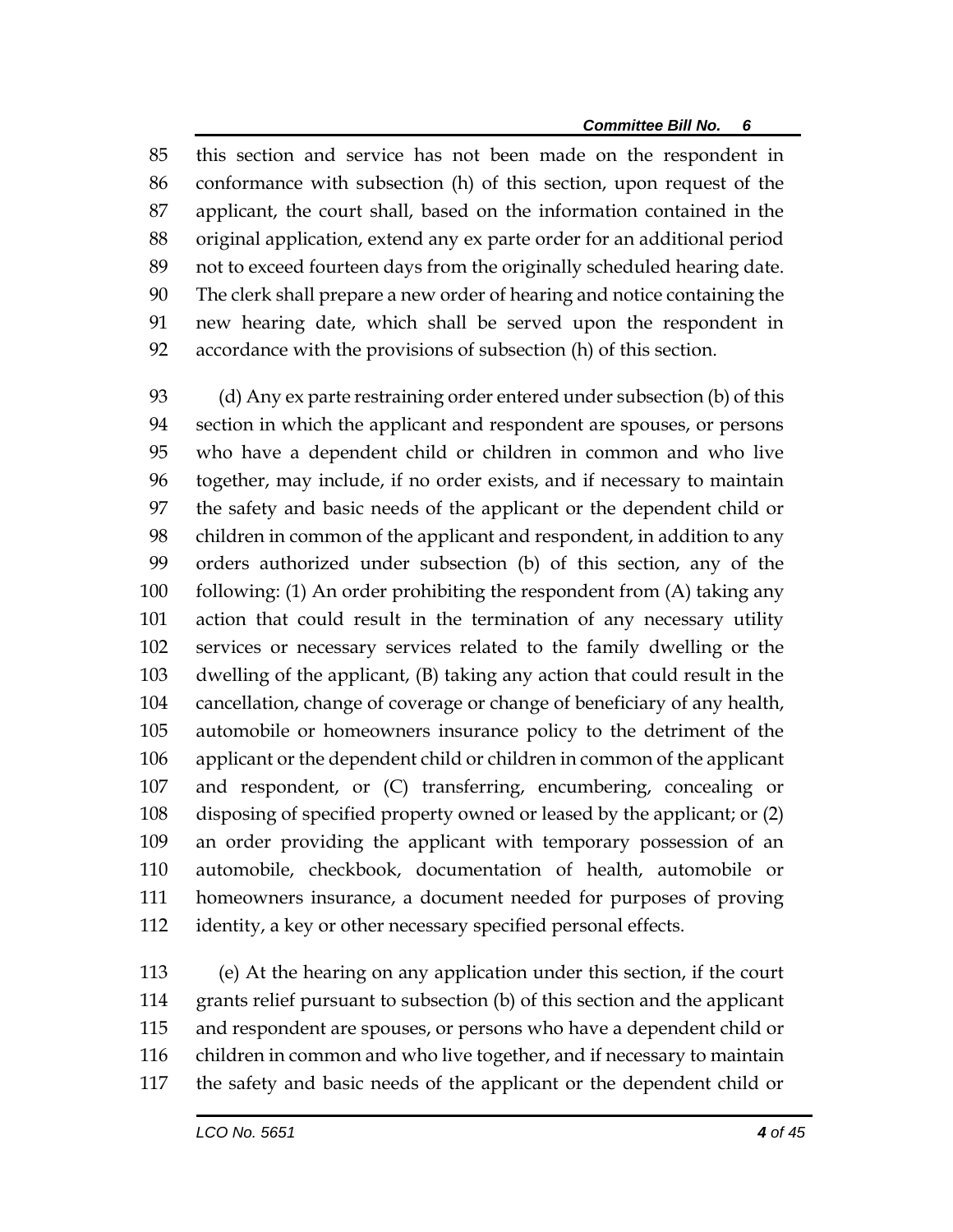this section and service has not been made on the respondent in conformance with subsection (h) of this section, upon request of the applicant, the court shall, based on the information contained in the original application, extend any ex parte order for an additional period not to exceed fourteen days from the originally scheduled hearing date. The clerk shall prepare a new order of hearing and notice containing the new hearing date, which shall be served upon the respondent in accordance with the provisions of subsection (h) of this section.

(d) Any ex parte restraining order entered under subsection (b) of this section in which the applicant and respondent are spouses, or persons who have a dependent child or children in common and who live together, may include, if no order exists, and if necessary to maintain the safety and basic needs of the applicant or the dependent child or children in common of the applicant and respondent, in addition to any orders authorized under subsection (b) of this section, any of the following: (1) An order prohibiting the respondent from (A) taking any action that could result in the termination of any necessary utility services or necessary services related to the family dwelling or the dwelling of the applicant, (B) taking any action that could result in the cancellation, change of coverage or change of beneficiary of any health, automobile or homeowners insurance policy to the detriment of the applicant or the dependent child or children in common of the applicant and respondent, or (C) transferring, encumbering, concealing or disposing of specified property owned or leased by the applicant; or (2) an order providing the applicant with temporary possession of an automobile, checkbook, documentation of health, automobile or homeowners insurance, a document needed for purposes of proving identity, a key or other necessary specified personal effects.

(e) At the hearing on any application under this section, if the court grants relief pursuant to subsection (b) of this section and the applicant and respondent are spouses, or persons who have a dependent child or children in common and who live together, and if necessary to maintain the safety and basic needs of the applicant or the dependent child or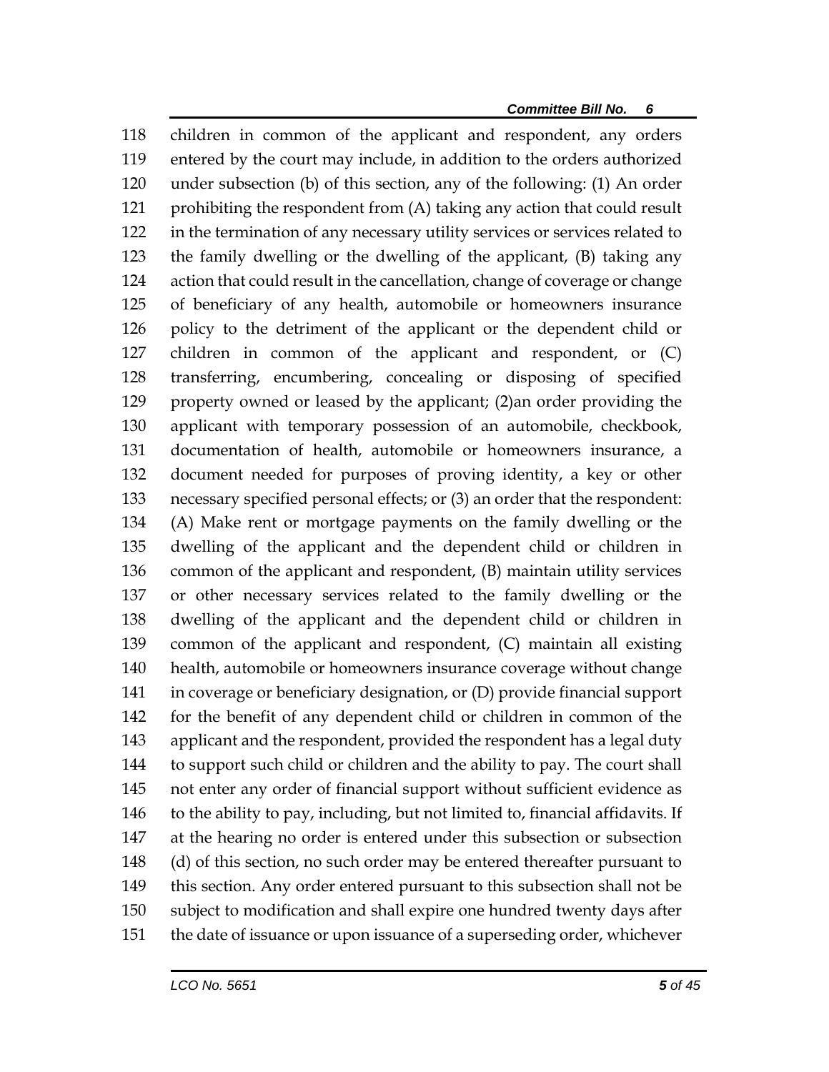118 children in common of the applicant and respondent, any orders
119 entered by the court may include, in addition to the orders authorized
120 under subsection (b) of this section, any of the following: (1) An order
121 prohibiting the respondent from (A) taking any action that could result
122 in the termination of any necessary utility services or services related to
123 the family dwelling or the dwelling of the applicant, (B) taking any
124 action that could result in the cancellation, change of coverage or change
125 of beneficiary of any health, automobile or homeowners insurance
126 policy to the detriment of the applicant or the dependent child or
127 children in common of the applicant and respondent, or (C)
128 transferring, encumbering, concealing or disposing of specified
129 property owned or leased by the applicant; (2)an order providing the
130 applicant with temporary possession of an automobile, checkbook,
131 documentation of health, automobile or homeowners insurance, a
132 document needed for purposes of proving identity, a key or other
133 necessary specified personal effects; or (3) an order that the respondent:
134 (A) Make rent or mortgage payments on the family dwelling or the
135 dwelling of the applicant and the dependent child or children in
136 common of the applicant and respondent, (B) maintain utility services
137 or other necessary services related to the family dwelling or the
138 dwelling of the applicant and the dependent child or children in
139 common of the applicant and respondent, (C) maintain all existing
140 health, automobile or homeowners insurance coverage without change
141 in coverage or beneficiary designation, or (D) provide financial support
142 for the benefit of any dependent child or children in common of the
143 applicant and the respondent, provided the respondent has a legal duty
144 to support such child or children and the ability to pay. The court shall
145 not enter any order of financial support without sufficient evidence as
146 to the ability to pay, including, but not limited to, financial affidavits. If
147 at the hearing no order is entered under this subsection or subsection
148 (d) of this section, no such order may be entered thereafter pursuant to
149 this section. Any order entered pursuant to this subsection shall not be
150 subject to modification and shall expire one hundred twenty days after
151 the date of issuance or upon issuance of a superseding order, whichever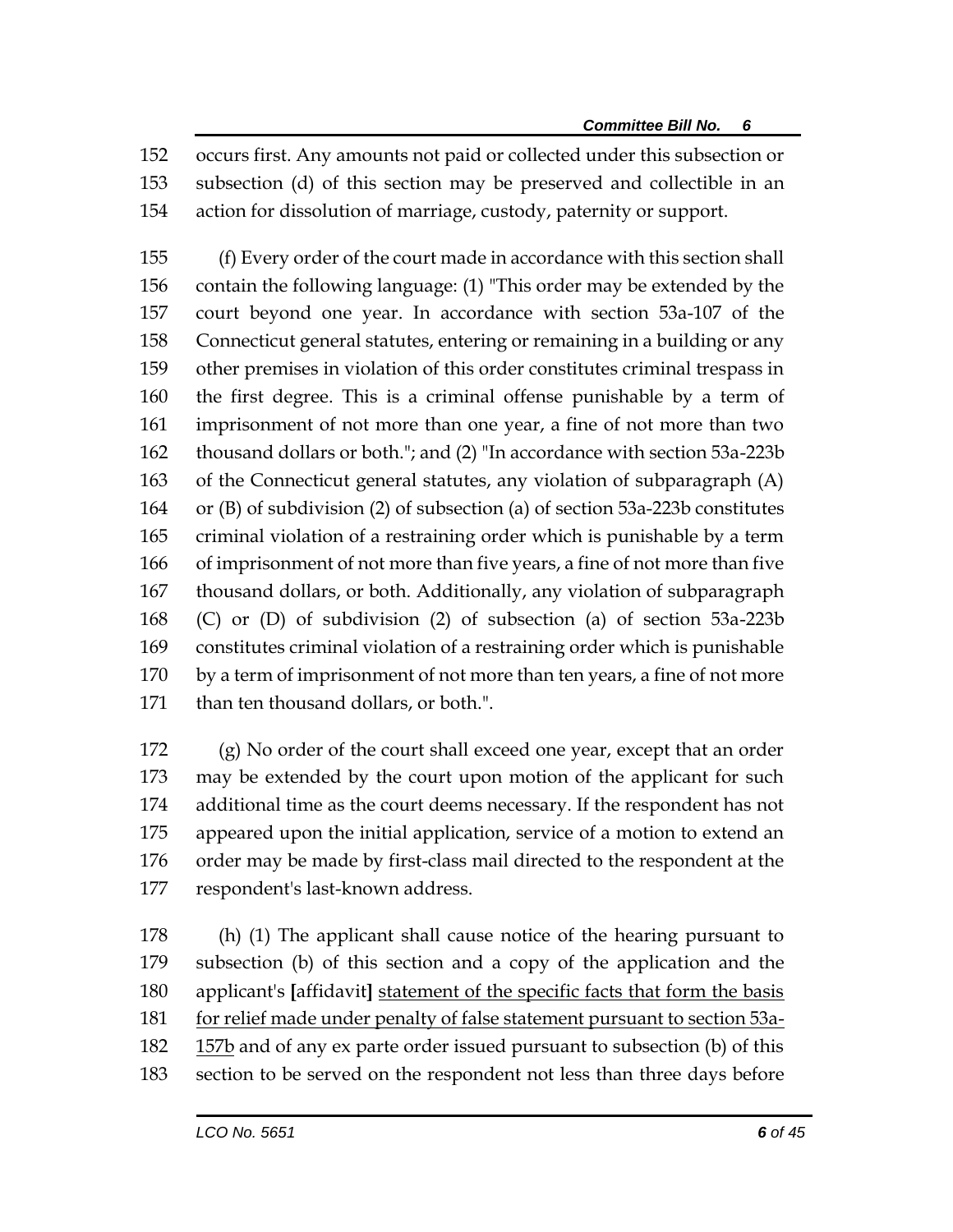occurs first. Any amounts not paid or collected under this subsection or subsection (d) of this section may be preserved and collectible in an action for dissolution of marriage, custody, paternity or support.

(f) Every order of the court made in accordance with this section shall contain the following language: (1) "This order may be extended by the court beyond one year. In accordance with section 53a-107 of the Connecticut general statutes, entering or remaining in a building or any other premises in violation of this order constitutes criminal trespass in the first degree. This is a criminal offense punishable by a term of imprisonment of not more than one year, a fine of not more than two thousand dollars or both."; and (2) "In accordance with section 53a-223b of the Connecticut general statutes, any violation of subparagraph (A) or (B) of subdivision (2) of subsection (a) of section 53a-223b constitutes criminal violation of a restraining order which is punishable by a term of imprisonment of not more than five years, a fine of not more than five thousand dollars, or both. Additionally, any violation of subparagraph (C) or (D) of subdivision (2) of subsection (a) of section 53a-223b constitutes criminal violation of a restraining order which is punishable by a term of imprisonment of not more than ten years, a fine of not more than ten thousand dollars, or both.".

(g) No order of the court shall exceed one year, except that an order may be extended by the court upon motion of the applicant for such additional time as the court deems necessary. If the respondent has not appeared upon the initial application, service of a motion to extend an order may be made by first-class mail directed to the respondent at the respondent's last-known address.

(h) (1) The applicant shall cause notice of the hearing pursuant to subsection (b) of this section and a copy of the application and the applicant's **[**affidavit**]** <u>statement of the specific facts that form the basis for relief made under penalty of false statement pursuant to section 53a-157b</u> and of any ex parte order issued pursuant to subsection (b) of this section to be served on the respondent not less than three days before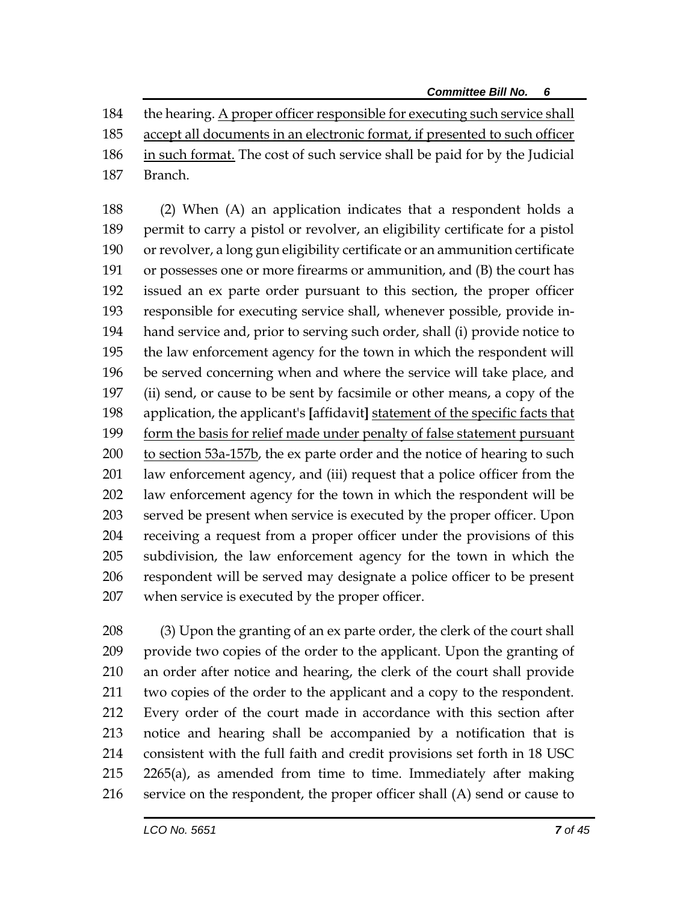the hearing. <u>A proper officer responsible for executing such service shall accept all documents in an electronic format, if presented to such officer in such format.</u> The cost of such service shall be paid for by the Judicial Branch.

(2) When (A) an application indicates that a respondent holds a permit to carry a pistol or revolver, an eligibility certificate for a pistol or revolver, a long gun eligibility certificate or an ammunition certificate or possesses one or more firearms or ammunition, and (B) the court has issued an ex parte order pursuant to this section, the proper officer responsible for executing service shall, whenever possible, provide in-hand service and, prior to serving such order, shall (i) provide notice to the law enforcement agency for the town in which the respondent will be served concerning when and where the service will take place, and (ii) send, or cause to be sent by facsimile or other means, a copy of the application, the applicant's **[**affidavit**]** <u>statement of the specific facts that form the basis for relief made under penalty of false statement pursuant to section 53a-157b</u>, the ex parte order and the notice of hearing to such law enforcement agency, and (iii) request that a police officer from the law enforcement agency for the town in which the respondent will be served be present when service is executed by the proper officer. Upon receiving a request from a proper officer under the provisions of this subdivision, the law enforcement agency for the town in which the respondent will be served may designate a police officer to be present when service is executed by the proper officer.

(3) Upon the granting of an ex parte order, the clerk of the court shall provide two copies of the order to the applicant. Upon the granting of an order after notice and hearing, the clerk of the court shall provide two copies of the order to the applicant and a copy to the respondent. Every order of the court made in accordance with this section after notice and hearing shall be accompanied by a notification that is consistent with the full faith and credit provisions set forth in 18 USC 2265(a), as amended from time to time. Immediately after making service on the respondent, the proper officer shall (A) send or cause to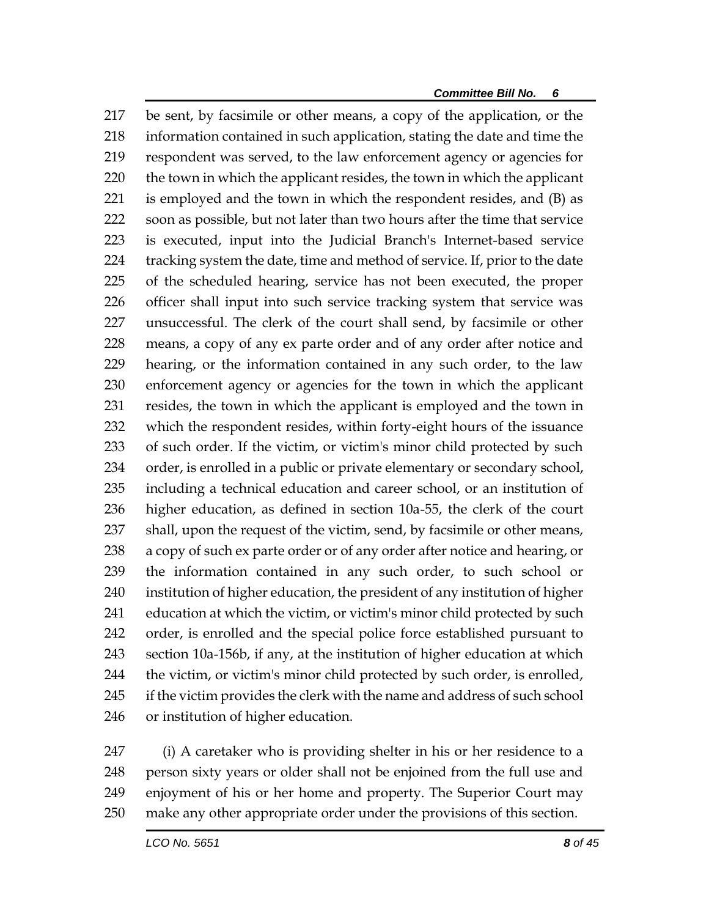be sent, by facsimile or other means, a copy of the application, or the information contained in such application, stating the date and time the respondent was served, to the law enforcement agency or agencies for the town in which the applicant resides, the town in which the applicant is employed and the town in which the respondent resides, and (B) as soon as possible, but not later than two hours after the time that service is executed, input into the Judicial Branch's Internet-based service tracking system the date, time and method of service. If, prior to the date of the scheduled hearing, service has not been executed, the proper officer shall input into such service tracking system that service was unsuccessful. The clerk of the court shall send, by facsimile or other means, a copy of any ex parte order and of any order after notice and hearing, or the information contained in any such order, to the law enforcement agency or agencies for the town in which the applicant resides, the town in which the applicant is employed and the town in which the respondent resides, within forty-eight hours of the issuance of such order. If the victim, or victim's minor child protected by such order, is enrolled in a public or private elementary or secondary school, including a technical education and career school, or an institution of higher education, as defined in section 10a-55, the clerk of the court shall, upon the request of the victim, send, by facsimile or other means, a copy of such ex parte order or of any order after notice and hearing, or the information contained in any such order, to such school or institution of higher education, the president of any institution of higher education at which the victim, or victim's minor child protected by such order, is enrolled and the special police force established pursuant to section 10a-156b, if any, at the institution of higher education at which the victim, or victim's minor child protected by such order, is enrolled, if the victim provides the clerk with the name and address of such school or institution of higher education.

(i) A caretaker who is providing shelter in his or her residence to a person sixty years or older shall not be enjoined from the full use and enjoyment of his or her home and property. The Superior Court may make any other appropriate order under the provisions of this section.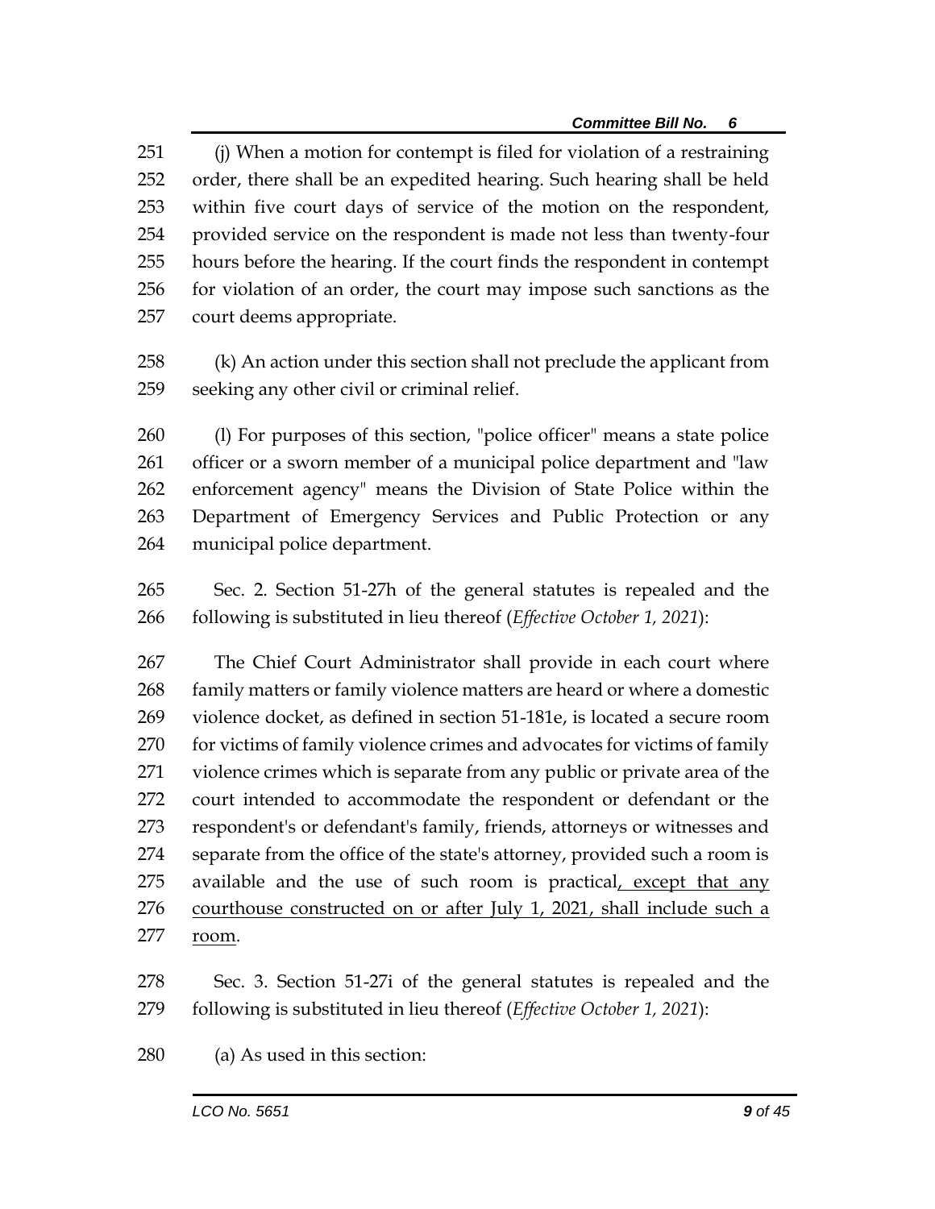(j) When a motion for contempt is filed for violation of a restraining order, there shall be an expedited hearing. Such hearing shall be held within five court days of service of the motion on the respondent, provided service on the respondent is made not less than twenty-four hours before the hearing. If the court finds the respondent in contempt for violation of an order, the court may impose such sanctions as the court deems appropriate.

(k) An action under this section shall not preclude the applicant from seeking any other civil or criminal relief.

(l) For purposes of this section, "police officer" means a state police officer or a sworn member of a municipal police department and "law enforcement agency" means the Division of State Police within the Department of Emergency Services and Public Protection or any municipal police department.

Sec. 2. Section 51-27h of the general statutes is repealed and the following is substituted in lieu thereof (*Effective October 1, 2021*):

The Chief Court Administrator shall provide in each court where family matters or family violence matters are heard or where a domestic violence docket, as defined in section 51-181e, is located a secure room for victims of family violence crimes and advocates for victims of family violence crimes which is separate from any public or private area of the court intended to accommodate the respondent or defendant or the respondent's or defendant's family, friends, attorneys or witnesses and separate from the office of the state's attorney, provided such a room is available and the use of such room is practical<u>, except that any courthouse constructed on or after July 1, 2021, shall include such a room</u>.

Sec. 3. Section 51-27i of the general statutes is repealed and the following is substituted in lieu thereof (*Effective October 1, 2021*):

(a) As used in this section: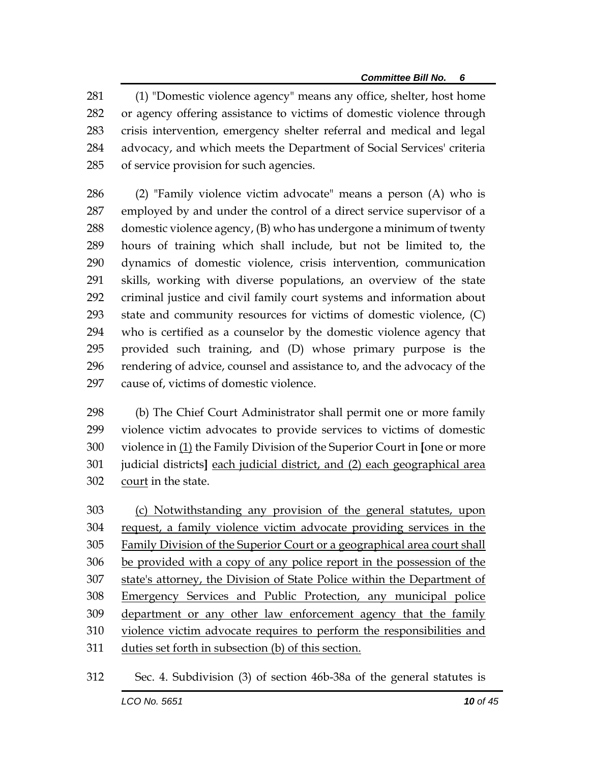(1) "Domestic violence agency" means any office, shelter, host home or agency offering assistance to victims of domestic violence through crisis intervention, emergency shelter referral and medical and legal advocacy, and which meets the Department of Social Services' criteria of service provision for such agencies.

(2) "Family violence victim advocate" means a person (A) who is employed by and under the control of a direct service supervisor of a domestic violence agency, (B) who has undergone a minimum of twenty hours of training which shall include, but not be limited to, the dynamics of domestic violence, crisis intervention, communication skills, working with diverse populations, an overview of the state criminal justice and civil family court systems and information about state and community resources for victims of domestic violence, (C) who is certified as a counselor by the domestic violence agency that provided such training, and (D) whose primary purpose is the rendering of advice, counsel and assistance to, and the advocacy of the cause of, victims of domestic violence.

(b) The Chief Court Administrator shall permit one or more family violence victim advocates to provide services to victims of domestic violence in <u>(1)</u> the Family Division of the Superior Court in **[**one or more judicial districts**]** <u>each judicial district, and (2) each geographical area court</u> in the state.

<u>(c) Notwithstanding any provision of the general statutes, upon request, a family violence victim advocate providing services in the Family Division of the Superior Court or a geographical area court shall be provided with a copy of any police report in the possession of the state's attorney, the Division of State Police within the Department of Emergency Services and Public Protection, any municipal police department or any other law enforcement agency that the family violence victim advocate requires to perform the responsibilities and duties set forth in subsection (b) of this section.</u>

Sec. 4. Subdivision (3) of section 46b-38a of the general statutes is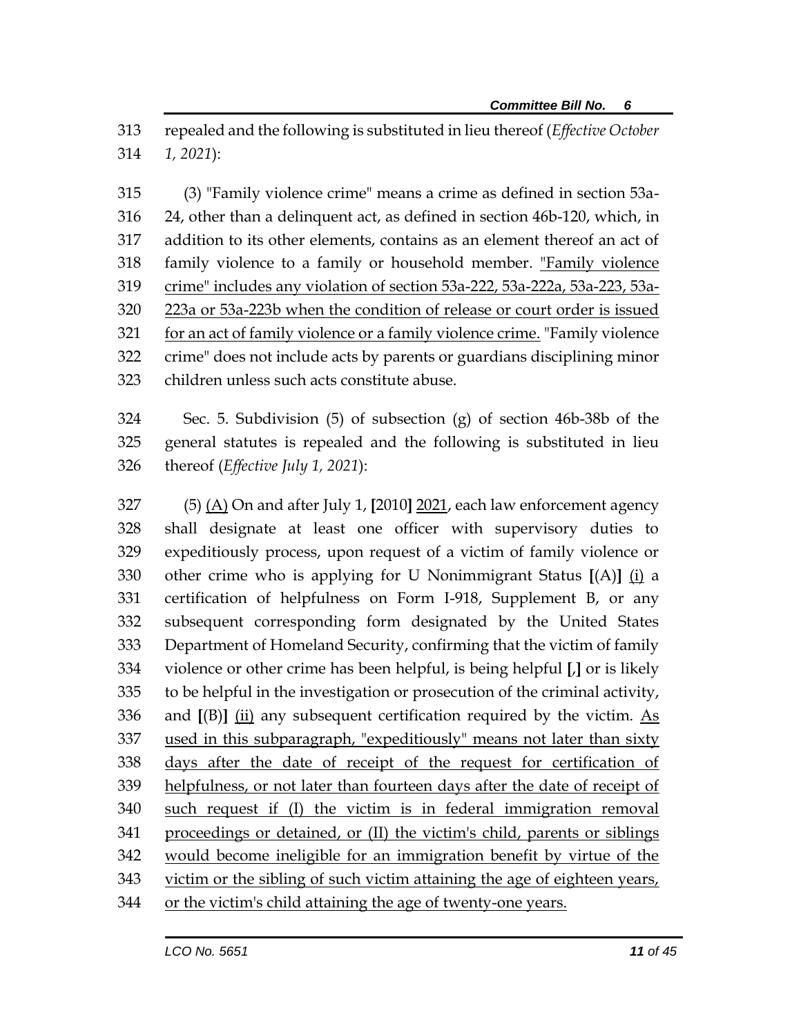repealed and the following is substituted in lieu thereof (*Effective October 1, 2021*):

(3) "Family violence crime" means a crime as defined in section 53a-24, other than a delinquent act, as defined in section 46b-120, which, in addition to its other elements, contains as an element thereof an act of family violence to a family or household member. <u>"Family violence crime" includes any violation of section 53a-222, 53a-222a, 53a-223, 53a-223a or 53a-223b when the condition of release or court order is issued for an act of family violence or a family violence crime.</u> "Family violence crime" does not include acts by parents or guardians disciplining minor children unless such acts constitute abuse.

Sec. 5. Subdivision (5) of subsection (g) of section 46b-38b of the general statutes is repealed and the following is substituted in lieu thereof (*Effective July 1, 2021*):

(5) <u>(A)</u> On and after July 1, **[**2010**]** <u>2021</u>, each law enforcement agency shall designate at least one officer with supervisory duties to expeditiously process, upon request of a victim of family violence or other crime who is applying for U Nonimmigrant Status **[**(A)**]** <u>(i)</u> a certification of helpfulness on Form I-918, Supplement B, or any subsequent corresponding form designated by the United States Department of Homeland Security, confirming that the victim of family violence or other crime has been helpful, is being helpful **[**,**]** or is likely to be helpful in the investigation or prosecution of the criminal activity, and **[**(B)**]** <u>(ii)</u> any subsequent certification required by the victim. <u>As used in this subparagraph, "expeditiously" means not later than sixty days after the date of receipt of the request for certification of helpfulness, or not later than fourteen days after the date of receipt of such request if (I) the victim is in federal immigration removal proceedings or detained, or (II) the victim's child, parents or siblings would become ineligible for an immigration benefit by virtue of the victim or the sibling of such victim attaining the age of eighteen years, or the victim's child attaining the age of twenty-one years.</u>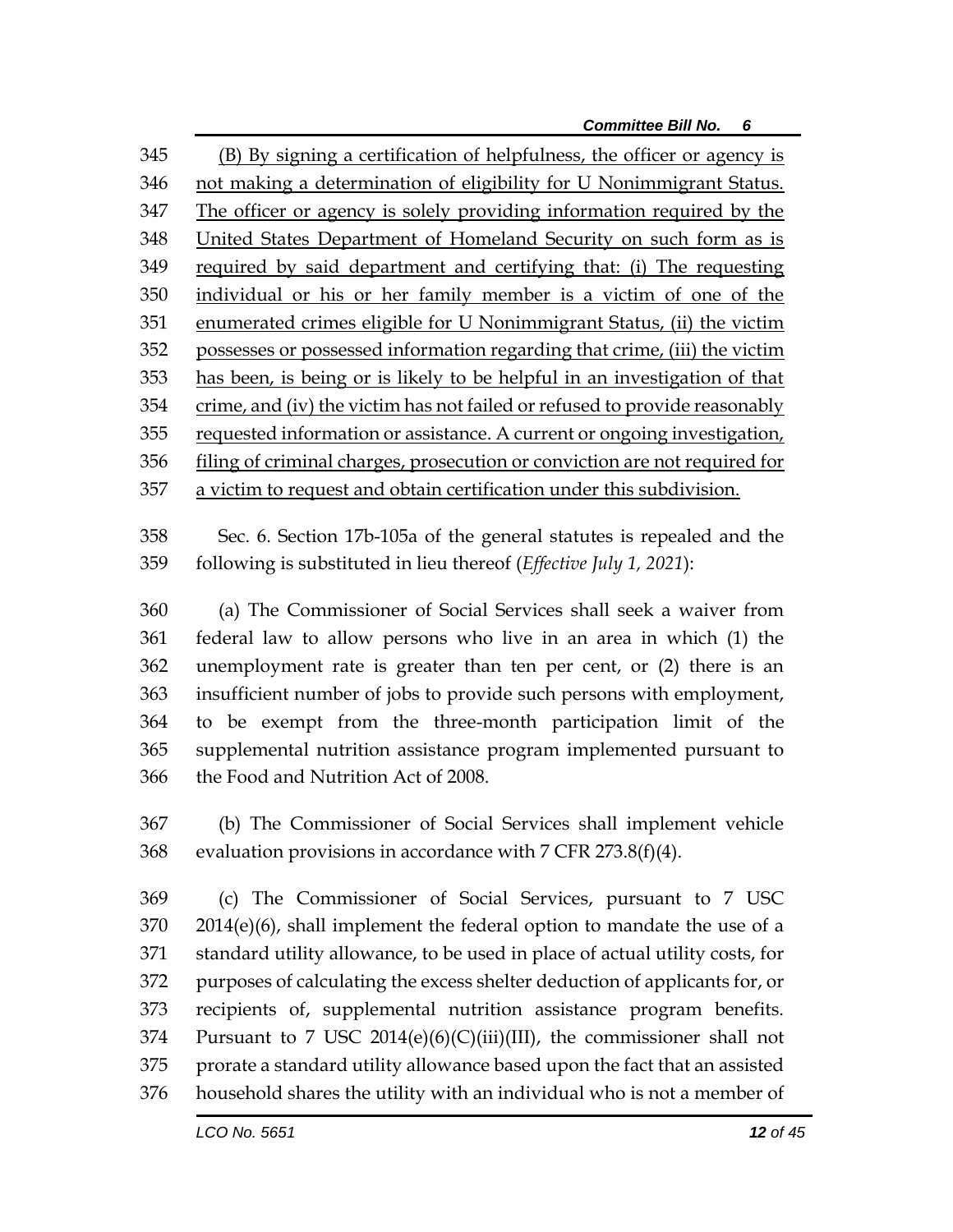(B) By signing a certification of helpfulness, the officer or agency is not making a determination of eligibility for U Nonimmigrant Status. The officer or agency is solely providing information required by the United States Department of Homeland Security on such form as is required by said department and certifying that: (i) The requesting individual or his or her family member is a victim of one of the enumerated crimes eligible for U Nonimmigrant Status, (ii) the victim possesses or possessed information regarding that crime, (iii) the victim has been, is being or is likely to be helpful in an investigation of that crime, and (iv) the victim has not failed or refused to provide reasonably requested information or assistance. A current or ongoing investigation, filing of criminal charges, prosecution or conviction are not required for a victim to request and obtain certification under this subdivision.

Sec. 6. Section 17b-105a of the general statutes is repealed and the following is substituted in lieu thereof (*Effective July 1, 2021*):

(a) The Commissioner of Social Services shall seek a waiver from federal law to allow persons who live in an area in which (1) the unemployment rate is greater than ten per cent, or (2) there is an insufficient number of jobs to provide such persons with employment, to be exempt from the three-month participation limit of the supplemental nutrition assistance program implemented pursuant to the Food and Nutrition Act of 2008.

(b) The Commissioner of Social Services shall implement vehicle evaluation provisions in accordance with 7 CFR 273.8(f)(4).

(c) The Commissioner of Social Services, pursuant to 7 USC 2014(e)(6), shall implement the federal option to mandate the use of a standard utility allowance, to be used in place of actual utility costs, for purposes of calculating the excess shelter deduction of applicants for, or recipients of, supplemental nutrition assistance program benefits. Pursuant to 7 USC 2014(e)(6)(C)(iii)(III), the commissioner shall not prorate a standard utility allowance based upon the fact that an assisted household shares the utility with an individual who is not a member of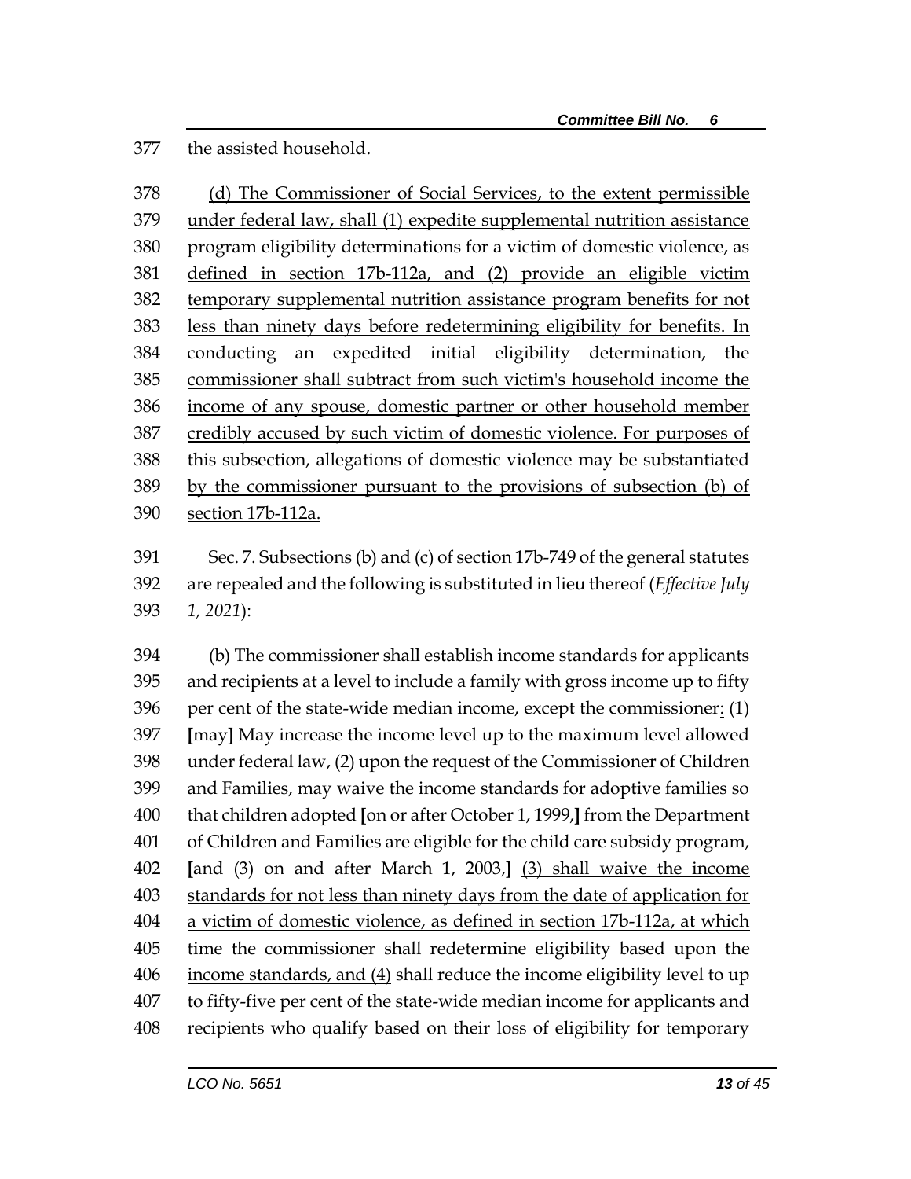the assisted household.

<u>(d) The Commissioner of Social Services, to the extent permissible under federal law, shall (1) expedite supplemental nutrition assistance program eligibility determinations for a victim of domestic violence, as defined in section 17b-112a, and (2) provide an eligible victim temporary supplemental nutrition assistance program benefits for not less than ninety days before redetermining eligibility for benefits. In conducting an expedited initial eligibility determination, the commissioner shall subtract from such victim's household income the income of any spouse, domestic partner or other household member credibly accused by such victim of domestic violence. For purposes of this subsection, allegations of domestic violence may be substantiated by the commissioner pursuant to the provisions of subsection (b) of section 17b-112a.</u>

Sec. 7. Subsections (b) and (c) of section 17b-749 of the general statutes are repealed and the following is substituted in lieu thereof (*Effective July 1, 2021*):

(b) The commissioner shall establish income standards for applicants and recipients at a level to include a family with gross income up to fifty per cent of the state-wide median income, except the commissioner<u>:</u> (1) **[**may**]** <u>May</u> increase the income level up to the maximum level allowed under federal law, (2) upon the request of the Commissioner of Children and Families, may waive the income standards for adoptive families so that children adopted **[**on or after October 1, 1999,**]** from the Department of Children and Families are eligible for the child care subsidy program, **[**and (3) on and after March 1, 2003,**]** <u>(3) shall waive the income standards for not less than ninety days from the date of application for a victim of domestic violence, as defined in section 17b-112a, at which time the commissioner shall redetermine eligibility based upon the income standards, and (4)</u> shall reduce the income eligibility level to up to fifty-five per cent of the state-wide median income for applicants and recipients who qualify based on their loss of eligibility for temporary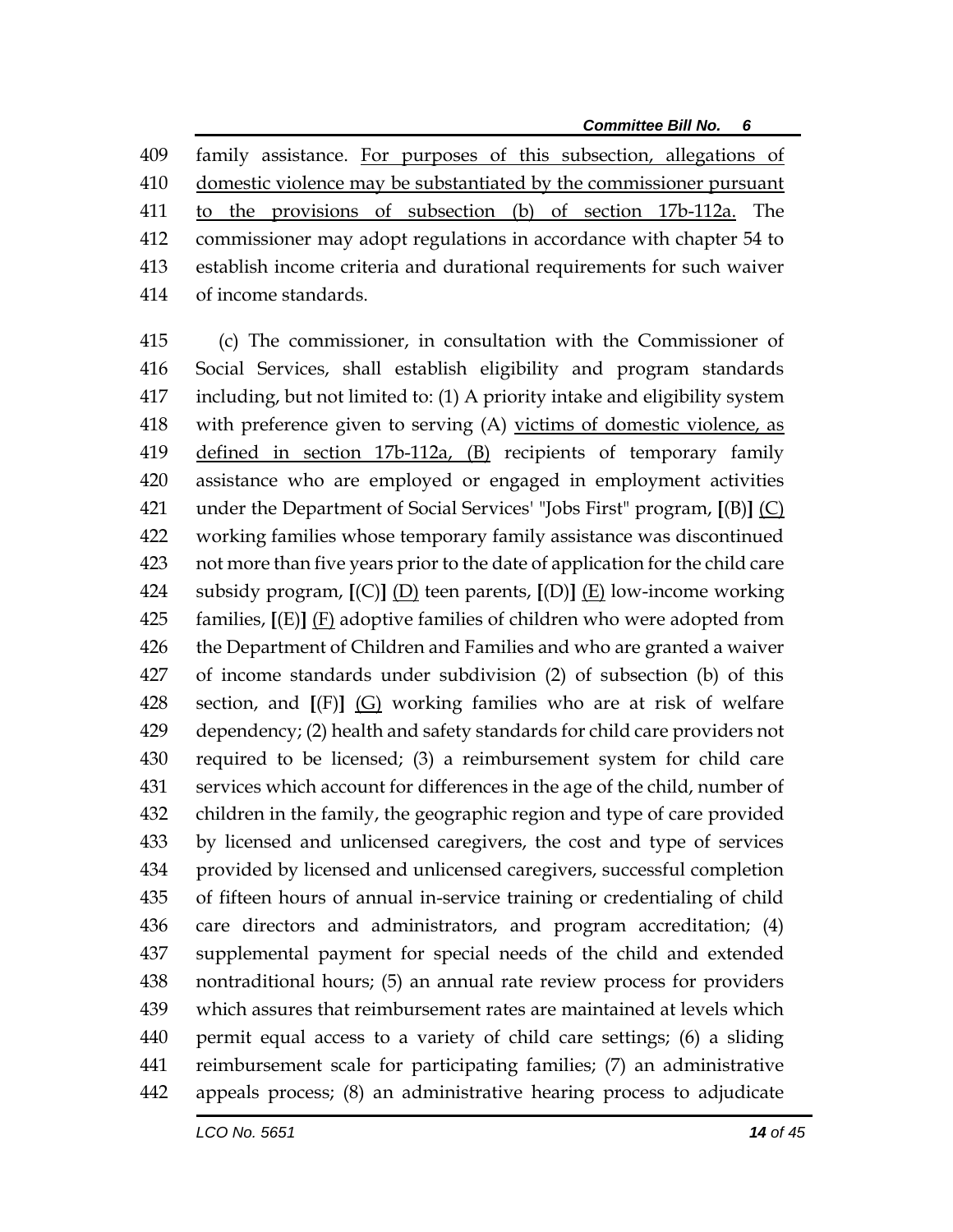409 family assistance. <u>For purposes of this subsection, allegations of</u>
410 <u>domestic violence may be substantiated by the commissioner pursuant</u>
411 <u>to the provisions of subsection (b) of section 17b-112a.</u> The
412 commissioner may adopt regulations in accordance with chapter 54 to
413 establish income criteria and durational requirements for such waiver
414 of income standards.

415 (c) The commissioner, in consultation with the Commissioner of
416 Social Services, shall establish eligibility and program standards
417 including, but not limited to: (1) A priority intake and eligibility system
418 with preference given to serving (A) <u>victims of domestic violence, as</u>
419 <u>defined in section 17b-112a, (B)</u> recipients of temporary family
420 assistance who are employed or engaged in employment activities
421 under the Department of Social Services' "Jobs First" program, **[**(B)**]** <u>(C)</u>
422 working families whose temporary family assistance was discontinued
423 not more than five years prior to the date of application for the child care
424 subsidy program, **[**(C)**]** <u>(D)</u> teen parents, **[**(D)**]** <u>(E)</u> low-income working
425 families, **[**(E)**]** <u>(F)</u> adoptive families of children who were adopted from
426 the Department of Children and Families and who are granted a waiver
427 of income standards under subdivision (2) of subsection (b) of this
428 section, and **[**(F)**]** <u>(G)</u> working families who are at risk of welfare
429 dependency; (2) health and safety standards for child care providers not
430 required to be licensed; (3) a reimbursement system for child care
431 services which account for differences in the age of the child, number of
432 children in the family, the geographic region and type of care provided
433 by licensed and unlicensed caregivers, the cost and type of services
434 provided by licensed and unlicensed caregivers, successful completion
435 of fifteen hours of annual in-service training or credentialing of child
436 care directors and administrators, and program accreditation; (4)
437 supplemental payment for special needs of the child and extended
438 nontraditional hours; (5) an annual rate review process for providers
439 which assures that reimbursement rates are maintained at levels which
440 permit equal access to a variety of child care settings; (6) a sliding
441 reimbursement scale for participating families; (7) an administrative
442 appeals process; (8) an administrative hearing process to adjudicate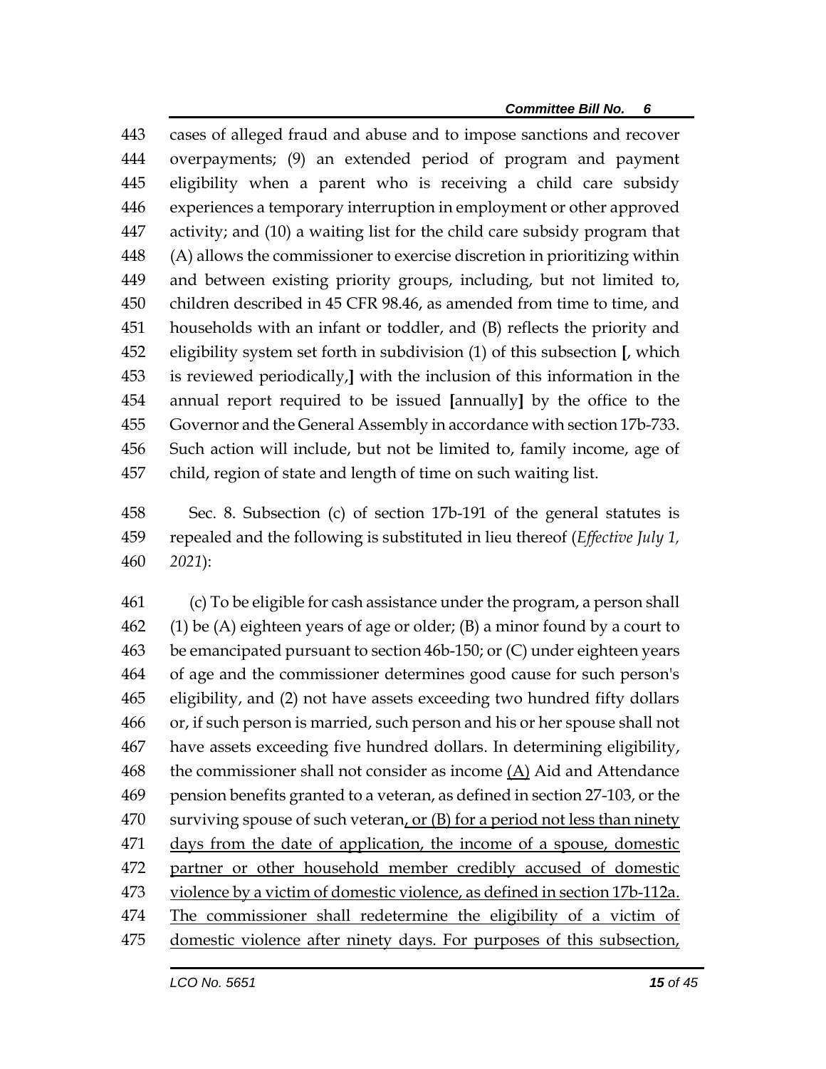cases of alleged fraud and abuse and to impose sanctions and recover overpayments; (9) an extended period of program and payment eligibility when a parent who is receiving a child care subsidy experiences a temporary interruption in employment or other approved activity; and (10) a waiting list for the child care subsidy program that (A) allows the commissioner to exercise discretion in prioritizing within and between existing priority groups, including, but not limited to, children described in 45 CFR 98.46, as amended from time to time, and households with an infant or toddler, and (B) reflects the priority and eligibility system set forth in subdivision (1) of this subsection **[**, which is reviewed periodically,**]** with the inclusion of this information in the annual report required to be issued **[**annually**]** by the office to the Governor and the General Assembly in accordance with section 17b-733. Such action will include, but not be limited to, family income, age of child, region of state and length of time on such waiting list.

Sec. 8. Subsection (c) of section 17b-191 of the general statutes is repealed and the following is substituted in lieu thereof (*Effective July 1, 2021*):

(c) To be eligible for cash assistance under the program, a person shall (1) be (A) eighteen years of age or older; (B) a minor found by a court to be emancipated pursuant to section 46b-150; or (C) under eighteen years of age and the commissioner determines good cause for such person's eligibility, and (2) not have assets exceeding two hundred fifty dollars or, if such person is married, such person and his or her spouse shall not have assets exceeding five hundred dollars. In determining eligibility, the commissioner shall not consider as income <u>(A)</u> Aid and Attendance pension benefits granted to a veteran, as defined in section 27-103, or the surviving spouse of such veteran<u>, or (B) for a period not less than ninety days from the date of application, the income of a spouse, domestic partner or other household member credibly accused of domestic violence by a victim of domestic violence, as defined in section 17b-112a. The commissioner shall redetermine the eligibility of a victim of domestic violence after ninety days. For purposes of this subsection,</u>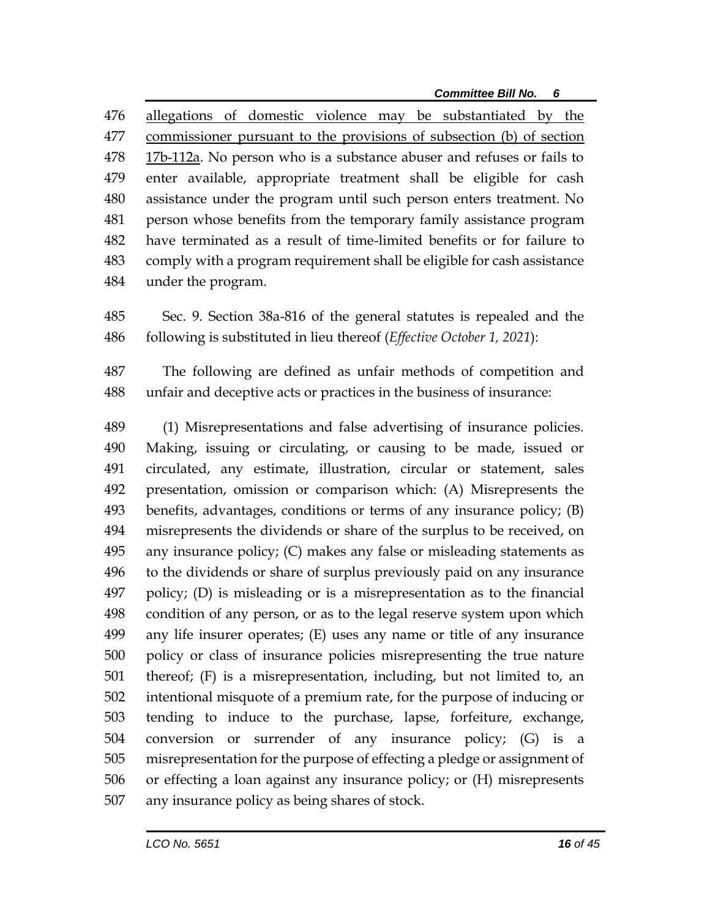allegations of domestic violence may be substantiated by the commissioner pursuant to the provisions of subsection (b) of section 17b-112a. No person who is a substance abuser and refuses or fails to enter available, appropriate treatment shall be eligible for cash assistance under the program until such person enters treatment. No person whose benefits from the temporary family assistance program have terminated as a result of time-limited benefits or for failure to comply with a program requirement shall be eligible for cash assistance under the program.

Sec. 9. Section 38a-816 of the general statutes is repealed and the following is substituted in lieu thereof (*Effective October 1, 2021*):

The following are defined as unfair methods of competition and unfair and deceptive acts or practices in the business of insurance:

(1) Misrepresentations and false advertising of insurance policies. Making, issuing or circulating, or causing to be made, issued or circulated, any estimate, illustration, circular or statement, sales presentation, omission or comparison which: (A) Misrepresents the benefits, advantages, conditions or terms of any insurance policy; (B) misrepresents the dividends or share of the surplus to be received, on any insurance policy; (C) makes any false or misleading statements as to the dividends or share of surplus previously paid on any insurance policy; (D) is misleading or is a misrepresentation as to the financial condition of any person, or as to the legal reserve system upon which any life insurer operates; (E) uses any name or title of any insurance policy or class of insurance policies misrepresenting the true nature thereof; (F) is a misrepresentation, including, but not limited to, an intentional misquote of a premium rate, for the purpose of inducing or tending to induce to the purchase, lapse, forfeiture, exchange, conversion or surrender of any insurance policy; (G) is a misrepresentation for the purpose of effecting a pledge or assignment of or effecting a loan against any insurance policy; or (H) misrepresents any insurance policy as being shares of stock.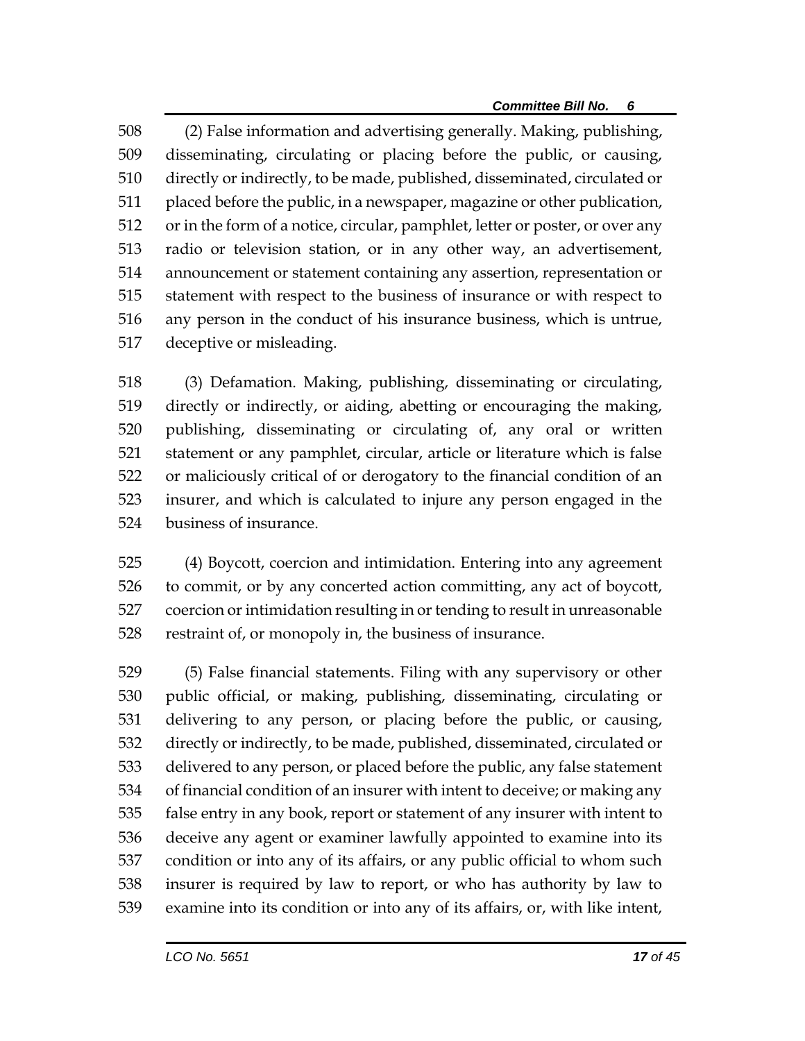(2) False information and advertising generally. Making, publishing, disseminating, circulating or placing before the public, or causing, directly or indirectly, to be made, published, disseminated, circulated or placed before the public, in a newspaper, magazine or other publication, or in the form of a notice, circular, pamphlet, letter or poster, or over any radio or television station, or in any other way, an advertisement, announcement or statement containing any assertion, representation or statement with respect to the business of insurance or with respect to any person in the conduct of his insurance business, which is untrue, deceptive or misleading.

(3) Defamation. Making, publishing, disseminating or circulating, directly or indirectly, or aiding, abetting or encouraging the making, publishing, disseminating or circulating of, any oral or written statement or any pamphlet, circular, article or literature which is false or maliciously critical of or derogatory to the financial condition of an insurer, and which is calculated to injure any person engaged in the business of insurance.

(4) Boycott, coercion and intimidation. Entering into any agreement to commit, or by any concerted action committing, any act of boycott, coercion or intimidation resulting in or tending to result in unreasonable restraint of, or monopoly in, the business of insurance.

(5) False financial statements. Filing with any supervisory or other public official, or making, publishing, disseminating, circulating or delivering to any person, or placing before the public, or causing, directly or indirectly, to be made, published, disseminated, circulated or delivered to any person, or placed before the public, any false statement of financial condition of an insurer with intent to deceive; or making any false entry in any book, report or statement of any insurer with intent to deceive any agent or examiner lawfully appointed to examine into its condition or into any of its affairs, or any public official to whom such insurer is required by law to report, or who has authority by law to examine into its condition or into any of its affairs, or, with like intent,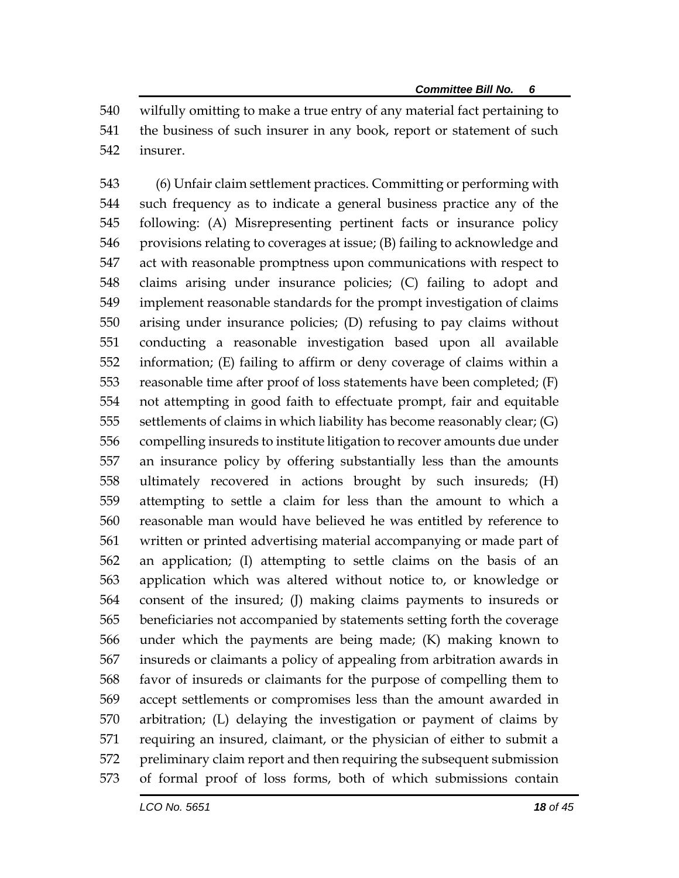wilfully omitting to make a true entry of any material fact pertaining to the business of such insurer in any book, report or statement of such insurer.

(6) Unfair claim settlement practices. Committing or performing with such frequency as to indicate a general business practice any of the following: (A) Misrepresenting pertinent facts or insurance policy provisions relating to coverages at issue; (B) failing to acknowledge and act with reasonable promptness upon communications with respect to claims arising under insurance policies; (C) failing to adopt and implement reasonable standards for the prompt investigation of claims arising under insurance policies; (D) refusing to pay claims without conducting a reasonable investigation based upon all available information; (E) failing to affirm or deny coverage of claims within a reasonable time after proof of loss statements have been completed; (F) not attempting in good faith to effectuate prompt, fair and equitable settlements of claims in which liability has become reasonably clear; (G) compelling insureds to institute litigation to recover amounts due under an insurance policy by offering substantially less than the amounts ultimately recovered in actions brought by such insureds; (H) attempting to settle a claim for less than the amount to which a reasonable man would have believed he was entitled by reference to written or printed advertising material accompanying or made part of an application; (I) attempting to settle claims on the basis of an application which was altered without notice to, or knowledge or consent of the insured; (J) making claims payments to insureds or beneficiaries not accompanied by statements setting forth the coverage under which the payments are being made; (K) making known to insureds or claimants a policy of appealing from arbitration awards in favor of insureds or claimants for the purpose of compelling them to accept settlements or compromises less than the amount awarded in arbitration; (L) delaying the investigation or payment of claims by requiring an insured, claimant, or the physician of either to submit a preliminary claim report and then requiring the subsequent submission of formal proof of loss forms, both of which submissions contain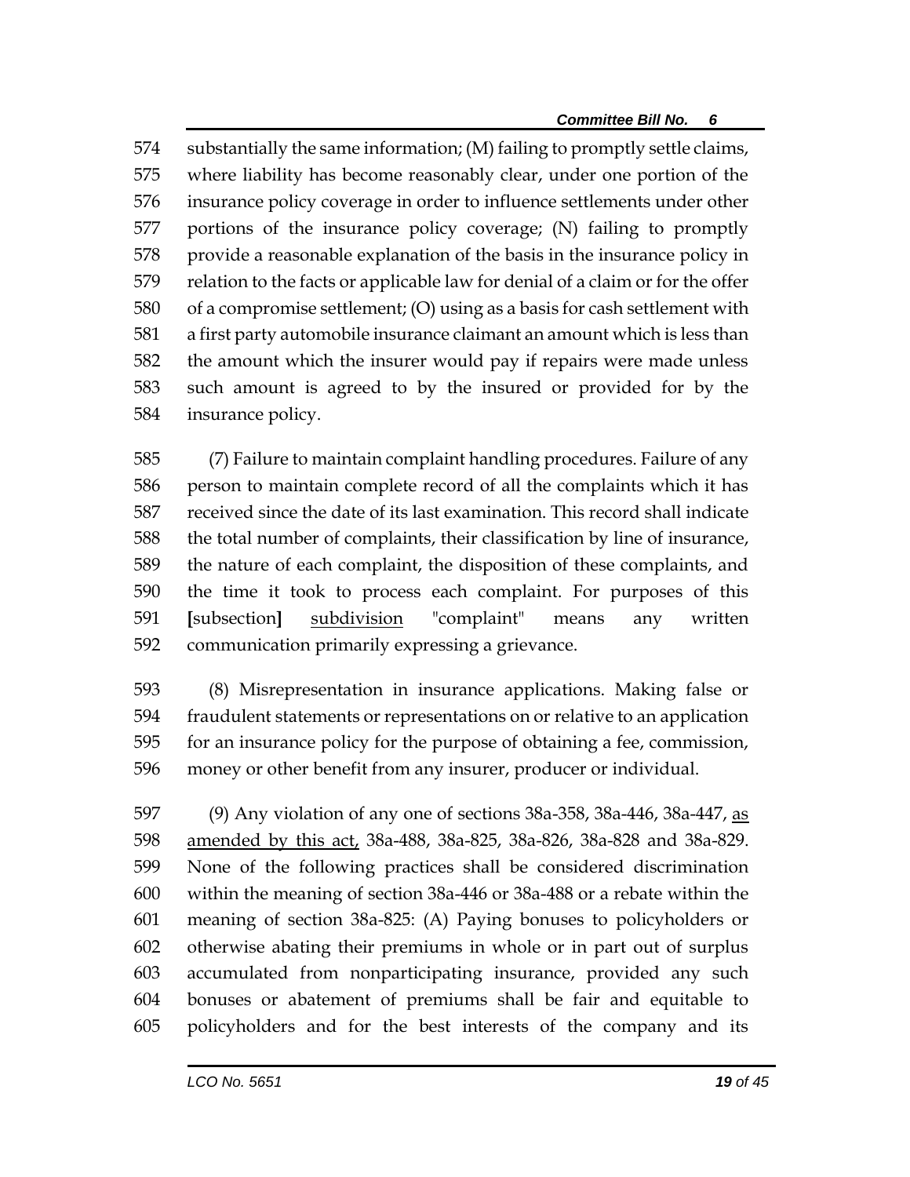574 substantially the same information; (M) failing to promptly settle claims, 575 where liability has become reasonably clear, under one portion of the 576 insurance policy coverage in order to influence settlements under other 577 portions of the insurance policy coverage; (N) failing to promptly 578 provide a reasonable explanation of the basis in the insurance policy in 579 relation to the facts or applicable law for denial of a claim or for the offer 580 of a compromise settlement; (O) using as a basis for cash settlement with 581 a first party automobile insurance claimant an amount which is less than 582 the amount which the insurer would pay if repairs were made unless 583 such amount is agreed to by the insured or provided for by the 584 insurance policy.

585 (7) Failure to maintain complaint handling procedures. Failure of any 586 person to maintain complete record of all the complaints which it has 587 received since the date of its last examination. This record shall indicate 588 the total number of complaints, their classification by line of insurance, 589 the nature of each complaint, the disposition of these complaints, and 590 the time it took to process each complaint. For purposes of this 591 [subsection] <u>subdivision</u> "complaint" means any written 592 communication primarily expressing a grievance.

593 (8) Misrepresentation in insurance applications. Making false or 594 fraudulent statements or representations on or relative to an application 595 for an insurance policy for the purpose of obtaining a fee, commission, 596 money or other benefit from any insurer, producer or individual.

597 (9) Any violation of any one of sections 38a-358, 38a-446, 38a-447, <u>as</u> 598 <u>amended by this act,</u> 38a-488, 38a-825, 38a-826, 38a-828 and 38a-829. 599 None of the following practices shall be considered discrimination 600 within the meaning of section 38a-446 or 38a-488 or a rebate within the 601 meaning of section 38a-825: (A) Paying bonuses to policyholders or 602 otherwise abating their premiums in whole or in part out of surplus 603 accumulated from nonparticipating insurance, provided any such 604 bonuses or abatement of premiums shall be fair and equitable to 605 policyholders and for the best interests of the company and its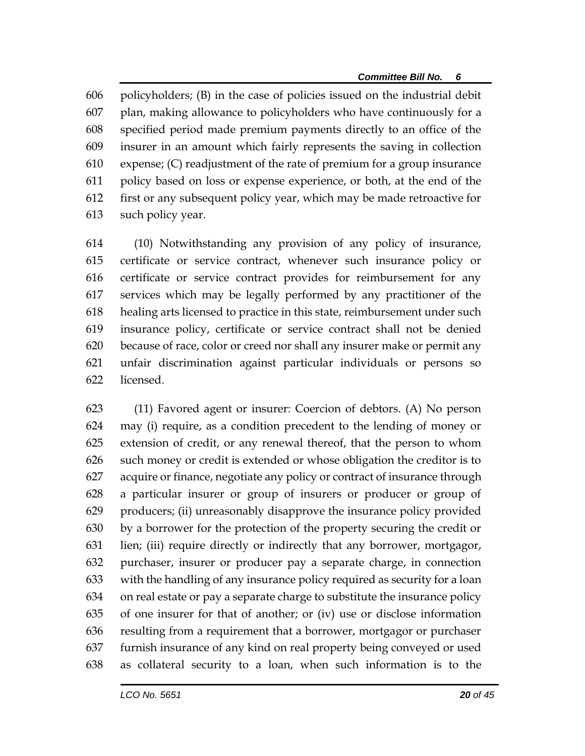policyholders; (B) in the case of policies issued on the industrial debit plan, making allowance to policyholders who have continuously for a specified period made premium payments directly to an office of the insurer in an amount which fairly represents the saving in collection expense; (C) readjustment of the rate of premium for a group insurance policy based on loss or expense experience, or both, at the end of the first or any subsequent policy year, which may be made retroactive for such policy year.

(10) Notwithstanding any provision of any policy of insurance, certificate or service contract, whenever such insurance policy or certificate or service contract provides for reimbursement for any services which may be legally performed by any practitioner of the healing arts licensed to practice in this state, reimbursement under such insurance policy, certificate or service contract shall not be denied because of race, color or creed nor shall any insurer make or permit any unfair discrimination against particular individuals or persons so licensed.

(11) Favored agent or insurer: Coercion of debtors. (A) No person may (i) require, as a condition precedent to the lending of money or extension of credit, or any renewal thereof, that the person to whom such money or credit is extended or whose obligation the creditor is to acquire or finance, negotiate any policy or contract of insurance through a particular insurer or group of insurers or producer or group of producers; (ii) unreasonably disapprove the insurance policy provided by a borrower for the protection of the property securing the credit or lien; (iii) require directly or indirectly that any borrower, mortgagor, purchaser, insurer or producer pay a separate charge, in connection with the handling of any insurance policy required as security for a loan on real estate or pay a separate charge to substitute the insurance policy of one insurer for that of another; or (iv) use or disclose information resulting from a requirement that a borrower, mortgagor or purchaser furnish insurance of any kind on real property being conveyed or used as collateral security to a loan, when such information is to the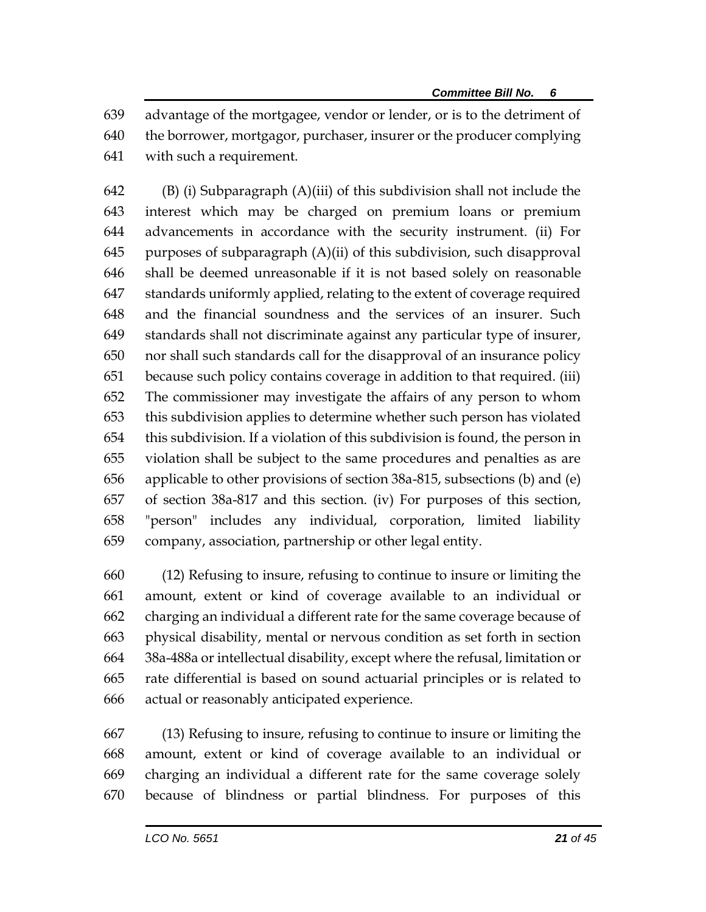advantage of the mortgagee, vendor or lender, or is to the detriment of the borrower, mortgagor, purchaser, insurer or the producer complying with such a requirement.

(B) (i) Subparagraph (A)(iii) of this subdivision shall not include the interest which may be charged on premium loans or premium advancements in accordance with the security instrument. (ii) For purposes of subparagraph (A)(ii) of this subdivision, such disapproval shall be deemed unreasonable if it is not based solely on reasonable standards uniformly applied, relating to the extent of coverage required and the financial soundness and the services of an insurer. Such standards shall not discriminate against any particular type of insurer, nor shall such standards call for the disapproval of an insurance policy because such policy contains coverage in addition to that required. (iii) The commissioner may investigate the affairs of any person to whom this subdivision applies to determine whether such person has violated this subdivision. If a violation of this subdivision is found, the person in violation shall be subject to the same procedures and penalties as are applicable to other provisions of section 38a-815, subsections (b) and (e) of section 38a-817 and this section. (iv) For purposes of this section, "person" includes any individual, corporation, limited liability company, association, partnership or other legal entity.

(12) Refusing to insure, refusing to continue to insure or limiting the amount, extent or kind of coverage available to an individual or charging an individual a different rate for the same coverage because of physical disability, mental or nervous condition as set forth in section 38a-488a or intellectual disability, except where the refusal, limitation or rate differential is based on sound actuarial principles or is related to actual or reasonably anticipated experience.

(13) Refusing to insure, refusing to continue to insure or limiting the amount, extent or kind of coverage available to an individual or charging an individual a different rate for the same coverage solely because of blindness or partial blindness. For purposes of this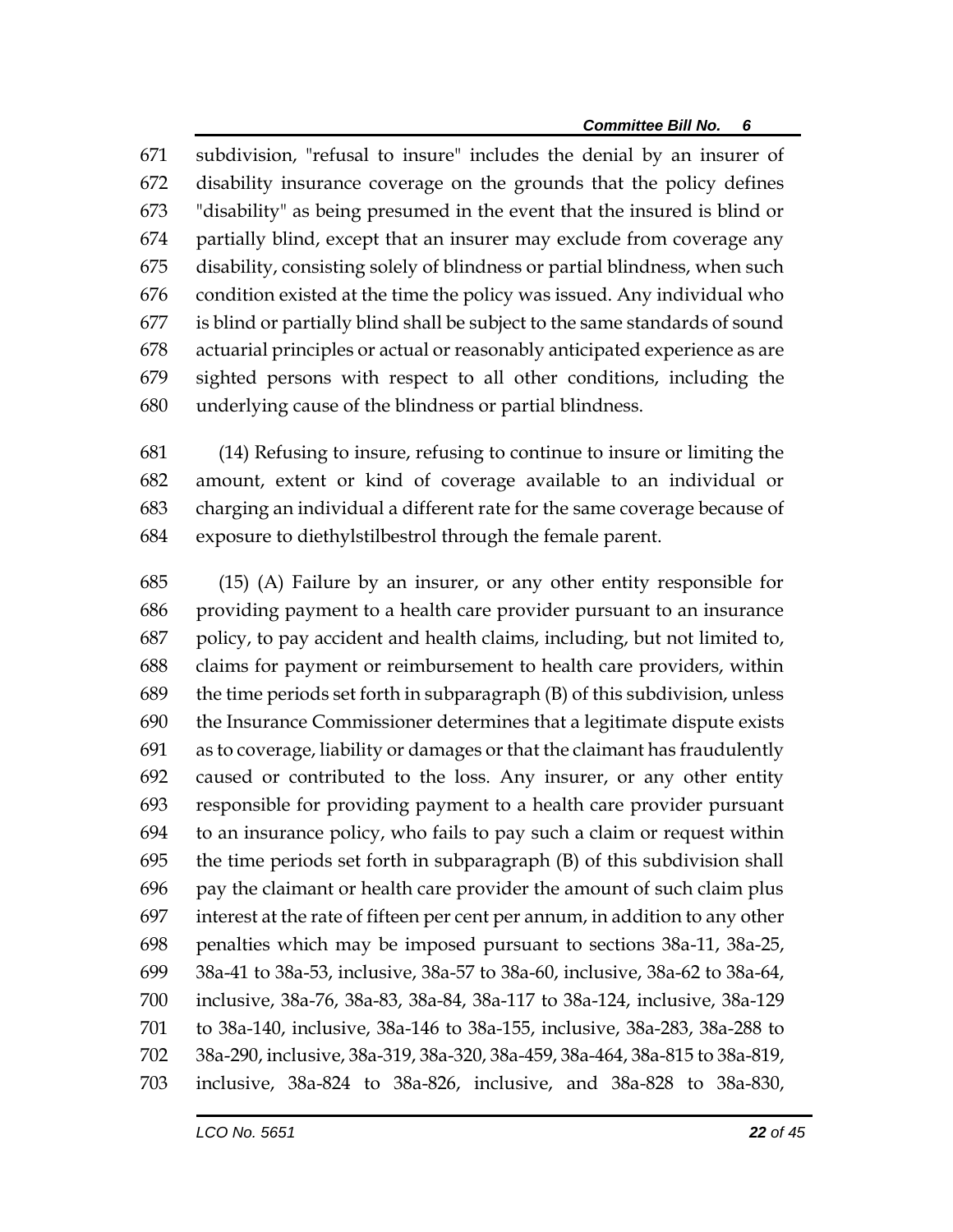subdivision, "refusal to insure" includes the denial by an insurer of disability insurance coverage on the grounds that the policy defines "disability" as being presumed in the event that the insured is blind or partially blind, except that an insurer may exclude from coverage any disability, consisting solely of blindness or partial blindness, when such condition existed at the time the policy was issued. Any individual who is blind or partially blind shall be subject to the same standards of sound actuarial principles or actual or reasonably anticipated experience as are sighted persons with respect to all other conditions, including the underlying cause of the blindness or partial blindness.

(14) Refusing to insure, refusing to continue to insure or limiting the amount, extent or kind of coverage available to an individual or charging an individual a different rate for the same coverage because of exposure to diethylstilbestrol through the female parent.

(15) (A) Failure by an insurer, or any other entity responsible for providing payment to a health care provider pursuant to an insurance policy, to pay accident and health claims, including, but not limited to, claims for payment or reimbursement to health care providers, within the time periods set forth in subparagraph (B) of this subdivision, unless the Insurance Commissioner determines that a legitimate dispute exists as to coverage, liability or damages or that the claimant has fraudulently caused or contributed to the loss. Any insurer, or any other entity responsible for providing payment to a health care provider pursuant to an insurance policy, who fails to pay such a claim or request within the time periods set forth in subparagraph (B) of this subdivision shall pay the claimant or health care provider the amount of such claim plus interest at the rate of fifteen per cent per annum, in addition to any other penalties which may be imposed pursuant to sections 38a-11, 38a-25, 38a-41 to 38a-53, inclusive, 38a-57 to 38a-60, inclusive, 38a-62 to 38a-64, inclusive, 38a-76, 38a-83, 38a-84, 38a-117 to 38a-124, inclusive, 38a-129 to 38a-140, inclusive, 38a-146 to 38a-155, inclusive, 38a-283, 38a-288 to 38a-290, inclusive, 38a-319, 38a-320, 38a-459, 38a-464, 38a-815 to 38a-819, inclusive, 38a-824 to 38a-826, inclusive, and 38a-828 to 38a-830,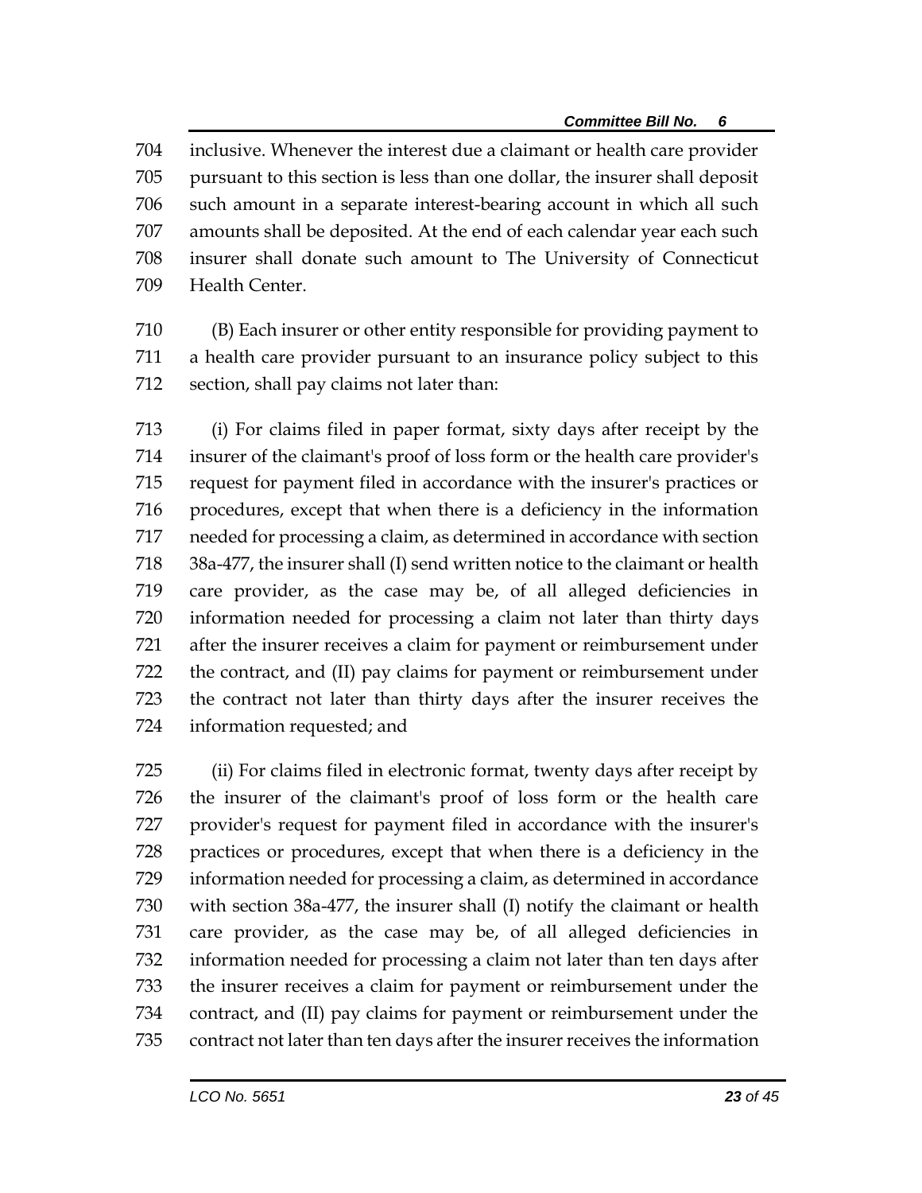inclusive. Whenever the interest due a claimant or health care provider pursuant to this section is less than one dollar, the insurer shall deposit such amount in a separate interest-bearing account in which all such amounts shall be deposited. At the end of each calendar year each such insurer shall donate such amount to The University of Connecticut Health Center.

(B) Each insurer or other entity responsible for providing payment to a health care provider pursuant to an insurance policy subject to this section, shall pay claims not later than:

(i) For claims filed in paper format, sixty days after receipt by the insurer of the claimant's proof of loss form or the health care provider's request for payment filed in accordance with the insurer's practices or procedures, except that when there is a deficiency in the information needed for processing a claim, as determined in accordance with section 38a-477, the insurer shall (I) send written notice to the claimant or health care provider, as the case may be, of all alleged deficiencies in information needed for processing a claim not later than thirty days after the insurer receives a claim for payment or reimbursement under the contract, and (II) pay claims for payment or reimbursement under the contract not later than thirty days after the insurer receives the information requested; and

(ii) For claims filed in electronic format, twenty days after receipt by the insurer of the claimant's proof of loss form or the health care provider's request for payment filed in accordance with the insurer's practices or procedures, except that when there is a deficiency in the information needed for processing a claim, as determined in accordance with section 38a-477, the insurer shall (I) notify the claimant or health care provider, as the case may be, of all alleged deficiencies in information needed for processing a claim not later than ten days after the insurer receives a claim for payment or reimbursement under the contract, and (II) pay claims for payment or reimbursement under the contract not later than ten days after the insurer receives the information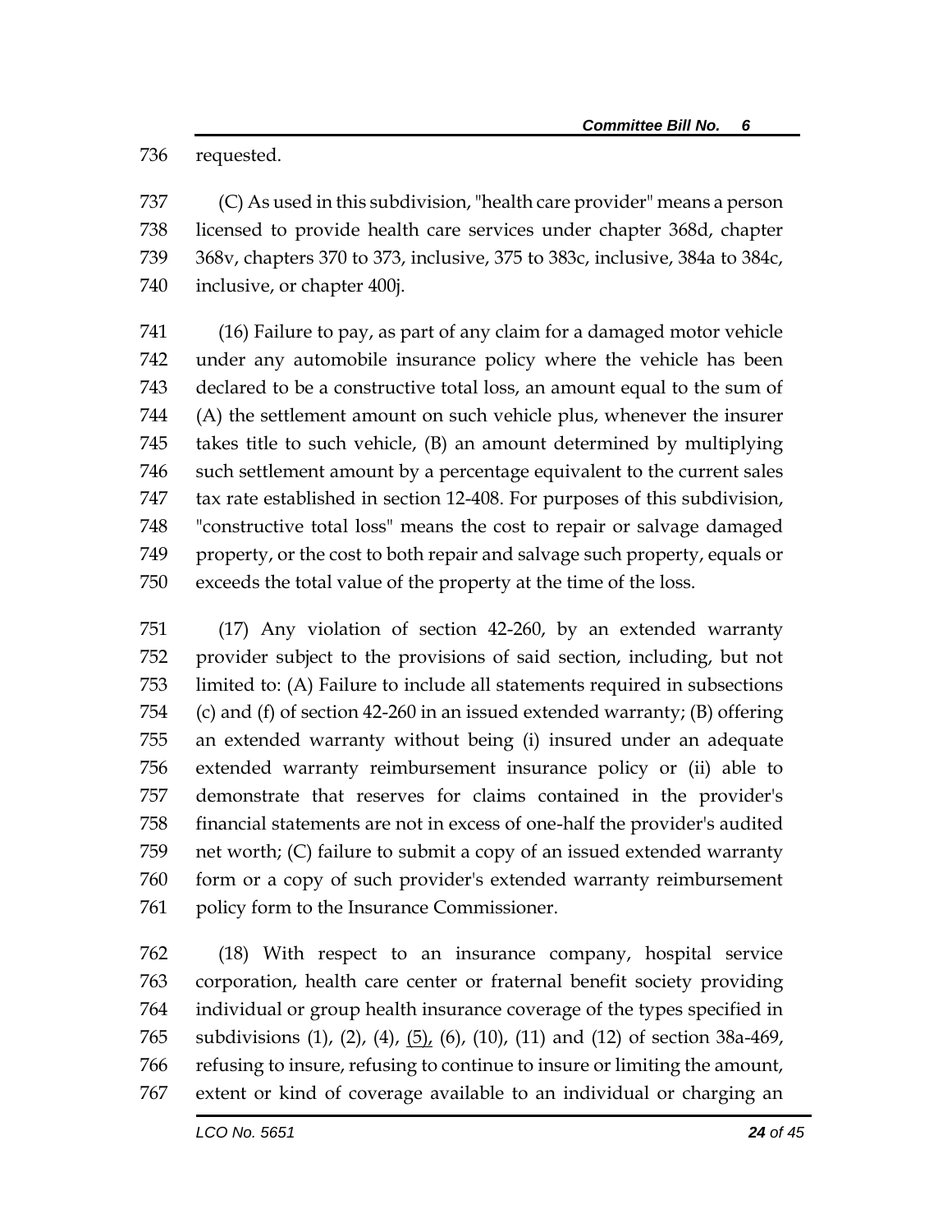requested.

(C) As used in this subdivision, "health care provider" means a person licensed to provide health care services under chapter 368d, chapter 368v, chapters 370 to 373, inclusive, 375 to 383c, inclusive, 384a to 384c, inclusive, or chapter 400j.

(16) Failure to pay, as part of any claim for a damaged motor vehicle under any automobile insurance policy where the vehicle has been declared to be a constructive total loss, an amount equal to the sum of (A) the settlement amount on such vehicle plus, whenever the insurer takes title to such vehicle, (B) an amount determined by multiplying such settlement amount by a percentage equivalent to the current sales tax rate established in section 12-408. For purposes of this subdivision, "constructive total loss" means the cost to repair or salvage damaged property, or the cost to both repair and salvage such property, equals or exceeds the total value of the property at the time of the loss.

(17) Any violation of section 42-260, by an extended warranty provider subject to the provisions of said section, including, but not limited to: (A) Failure to include all statements required in subsections (c) and (f) of section 42-260 in an issued extended warranty; (B) offering an extended warranty without being (i) insured under an adequate extended warranty reimbursement insurance policy or (ii) able to demonstrate that reserves for claims contained in the provider's financial statements are not in excess of one-half the provider's audited net worth; (C) failure to submit a copy of an issued extended warranty form or a copy of such provider's extended warranty reimbursement policy form to the Insurance Commissioner.

(18) With respect to an insurance company, hospital service corporation, health care center or fraternal benefit society providing individual or group health insurance coverage of the types specified in subdivisions (1), (2), (4), <u>(5),</u> (6), (10), (11) and (12) of section 38a-469, refusing to insure, refusing to continue to insure or limiting the amount, extent or kind of coverage available to an individual or charging an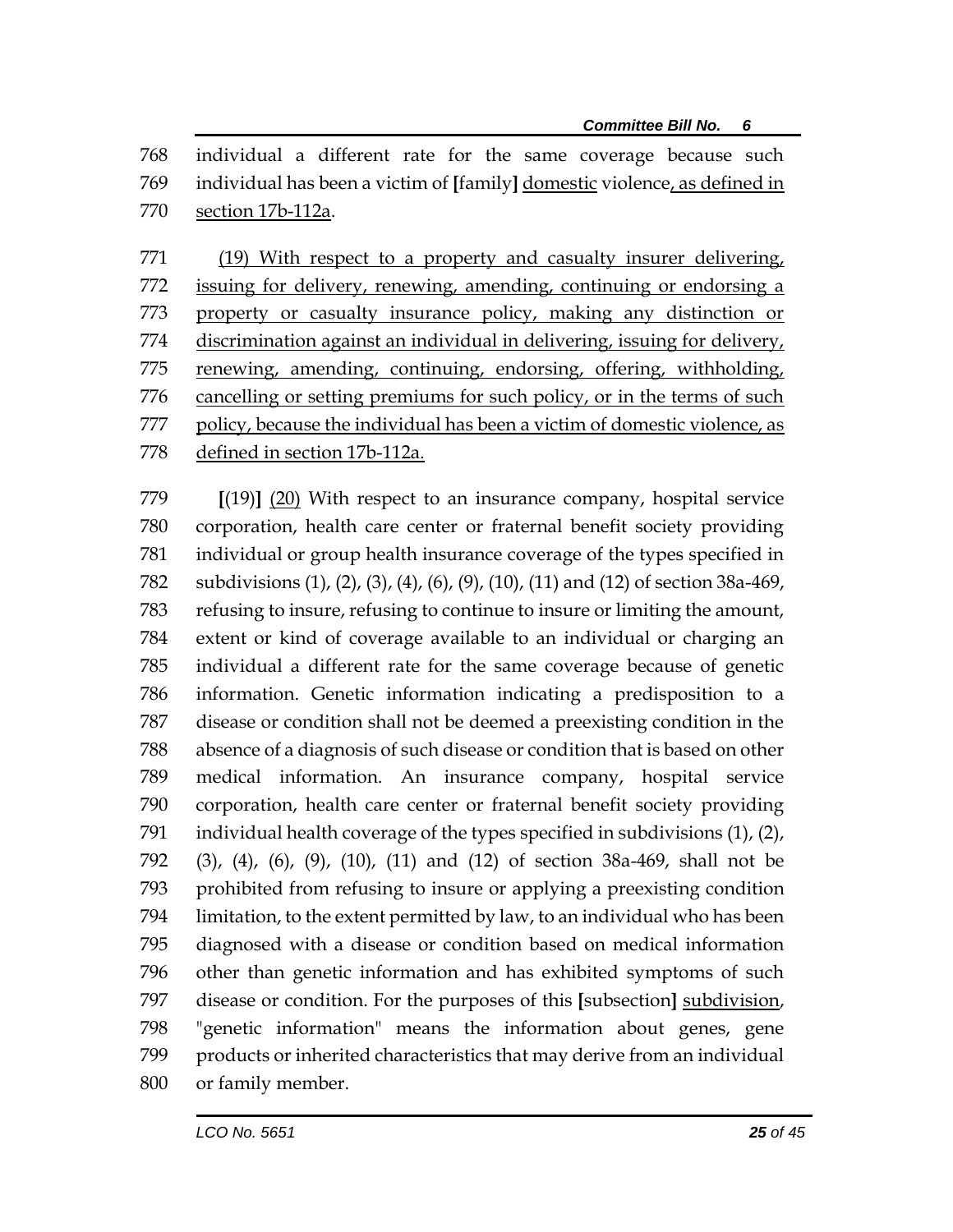768 individual a different rate for the same coverage because such
769 individual has been a victim of [family] domestic violence, as defined in
770 section 17b-112a.

771 (19) With respect to a property and casualty insurer delivering,
772 issuing for delivery, renewing, amending, continuing or endorsing a
773 property or casualty insurance policy, making any distinction or
774 discrimination against an individual in delivering, issuing for delivery,
775 renewing, amending, continuing, endorsing, offering, withholding,
776 cancelling or setting premiums for such policy, or in the terms of such
777 policy, because the individual has been a victim of domestic violence, as
778 defined in section 17b-112a.

779 [(19)] (20) With respect to an insurance company, hospital service
780 corporation, health care center or fraternal benefit society providing
781 individual or group health insurance coverage of the types specified in
782 subdivisions (1), (2), (3), (4), (6), (9), (10), (11) and (12) of section 38a-469,
783 refusing to insure, refusing to continue to insure or limiting the amount,
784 extent or kind of coverage available to an individual or charging an
785 individual a different rate for the same coverage because of genetic
786 information. Genetic information indicating a predisposition to a
787 disease or condition shall not be deemed a preexisting condition in the
788 absence of a diagnosis of such disease or condition that is based on other
789 medical information. An insurance company, hospital service
790 corporation, health care center or fraternal benefit society providing
791 individual health coverage of the types specified in subdivisions (1), (2),
792 (3), (4), (6), (9), (10), (11) and (12) of section 38a-469, shall not be
793 prohibited from refusing to insure or applying a preexisting condition
794 limitation, to the extent permitted by law, to an individual who has been
795 diagnosed with a disease or condition based on medical information
796 other than genetic information and has exhibited symptoms of such
797 disease or condition. For the purposes of this [subsection] subdivision,
798 "genetic information" means the information about genes, gene
799 products or inherited characteristics that may derive from an individual
800 or family member.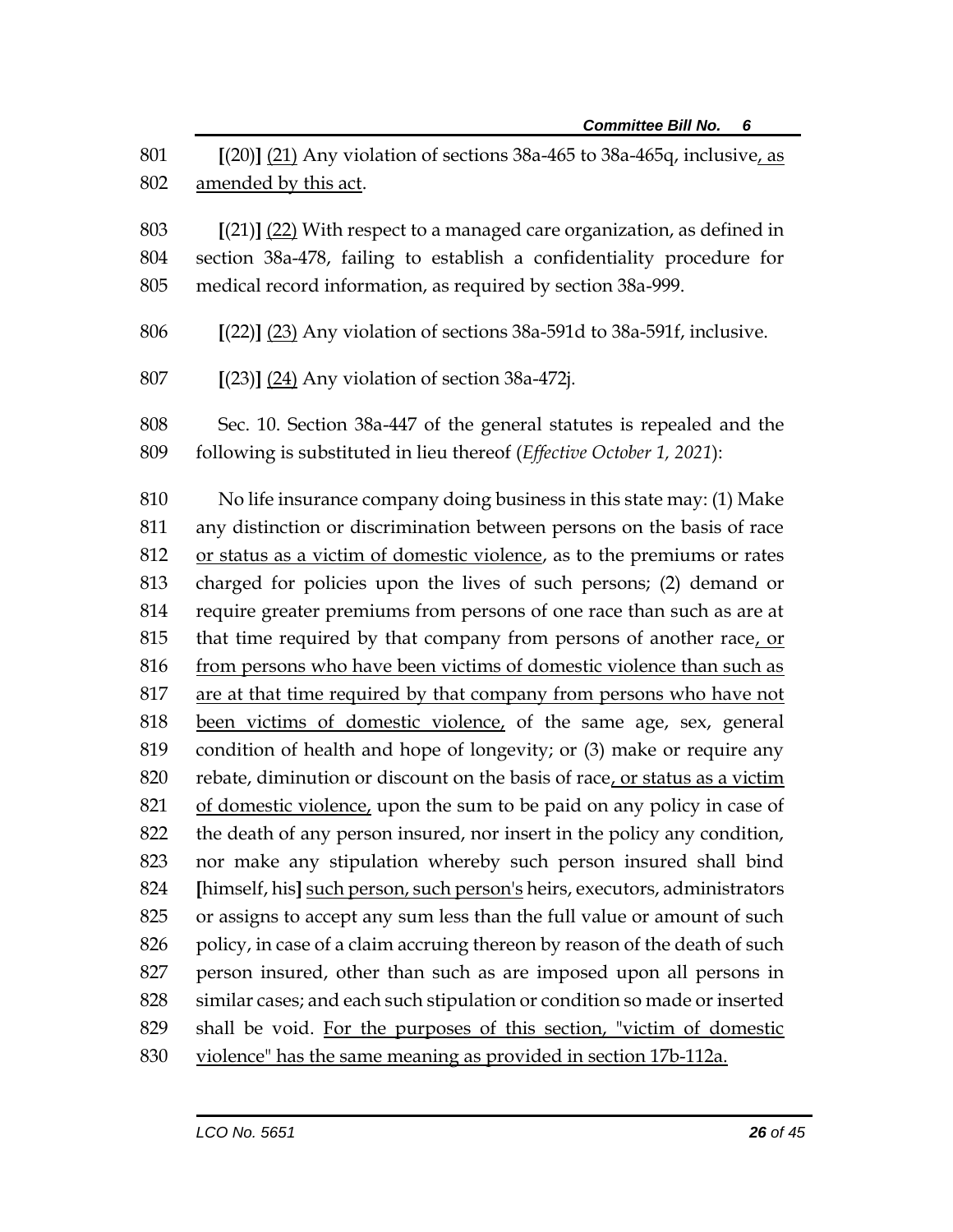801 **[**(20)**]** <u>(21)</u> Any violation of sections 38a-465 to 38a-465q, inclusive<u>, as</u>
802 <u>amended by this act</u>.

803 **[**(21)**]** <u>(22)</u> With respect to a managed care organization, as defined in
804 section 38a-478, failing to establish a confidentiality procedure for
805 medical record information, as required by section 38a-999.

806 **[**(22)**]** <u>(23)</u> Any violation of sections 38a-591d to 38a-591f, inclusive.

807 **[**(23)**]** <u>(24)</u> Any violation of section 38a-472j.

808 Sec. 10. Section 38a-447 of the general statutes is repealed and the
809 following is substituted in lieu thereof (*Effective October 1, 2021*):

810 No life insurance company doing business in this state may: (1) Make
811 any distinction or discrimination between persons on the basis of race
812 <u>or status as a victim of domestic violence</u>, as to the premiums or rates
813 charged for policies upon the lives of such persons; (2) demand or
814 require greater premiums from persons of one race than such as are at
815 that time required by that company from persons of another race<u>, or</u>
816 <u>from persons who have been victims of domestic violence than such as</u>
817 <u>are at that time required by that company from persons who have not</u>
818 <u>been victims of domestic violence,</u> of the same age, sex, general
819 condition of health and hope of longevity; or (3) make or require any
820 rebate, diminution or discount on the basis of race<u>, or status as a victim</u>
821 <u>of domestic violence,</u> upon the sum to be paid on any policy in case of
822 the death of any person insured, nor insert in the policy any condition,
823 nor make any stipulation whereby such person insured shall bind
824 **[**himself, his**]** <u>such person, such person's</u> heirs, executors, administrators
825 or assigns to accept any sum less than the full value or amount of such
826 policy, in case of a claim accruing thereon by reason of the death of such
827 person insured, other than such as are imposed upon all persons in
828 similar cases; and each such stipulation or condition so made or inserted
829 shall be void. <u>For the purposes of this section, "victim of domestic</u>
830 <u>violence" has the same meaning as provided in section 17b-112a.</u>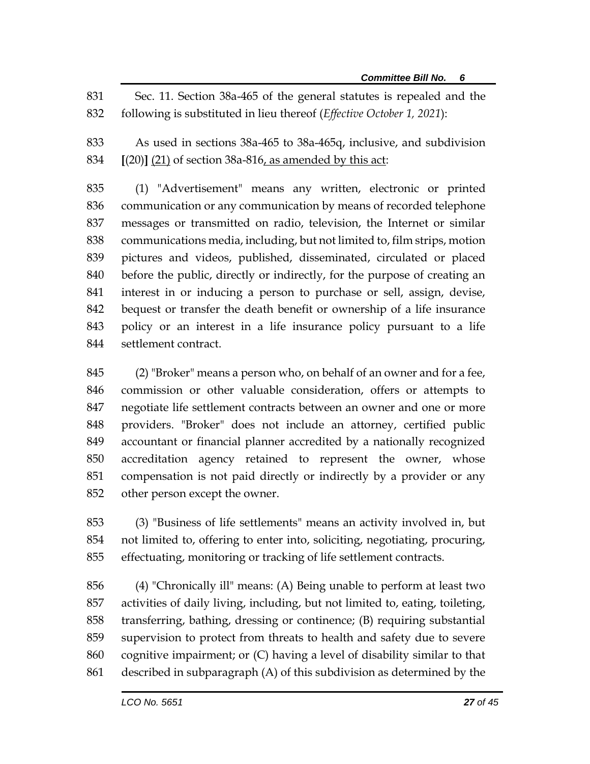Sec. 11. Section 38a-465 of the general statutes is repealed and the following is substituted in lieu thereof (*Effective October 1, 2021*):

As used in sections 38a-465 to 38a-465q, inclusive, and subdivision **[**(20)**]** <u>(21)</u> of section 38a-816<u>, as amended by this act</u>:

(1) "Advertisement" means any written, electronic or printed communication or any communication by means of recorded telephone messages or transmitted on radio, television, the Internet or similar communications media, including, but not limited to, film strips, motion pictures and videos, published, disseminated, circulated or placed before the public, directly or indirectly, for the purpose of creating an interest in or inducing a person to purchase or sell, assign, devise, bequest or transfer the death benefit or ownership of a life insurance policy or an interest in a life insurance policy pursuant to a life settlement contract.

(2) "Broker" means a person who, on behalf of an owner and for a fee, commission or other valuable consideration, offers or attempts to negotiate life settlement contracts between an owner and one or more providers. "Broker" does not include an attorney, certified public accountant or financial planner accredited by a nationally recognized accreditation agency retained to represent the owner, whose compensation is not paid directly or indirectly by a provider or any other person except the owner.

(3) "Business of life settlements" means an activity involved in, but not limited to, offering to enter into, soliciting, negotiating, procuring, effectuating, monitoring or tracking of life settlement contracts.

(4) "Chronically ill" means: (A) Being unable to perform at least two activities of daily living, including, but not limited to, eating, toileting, transferring, bathing, dressing or continence; (B) requiring substantial supervision to protect from threats to health and safety due to severe cognitive impairment; or (C) having a level of disability similar to that described in subparagraph (A) of this subdivision as determined by the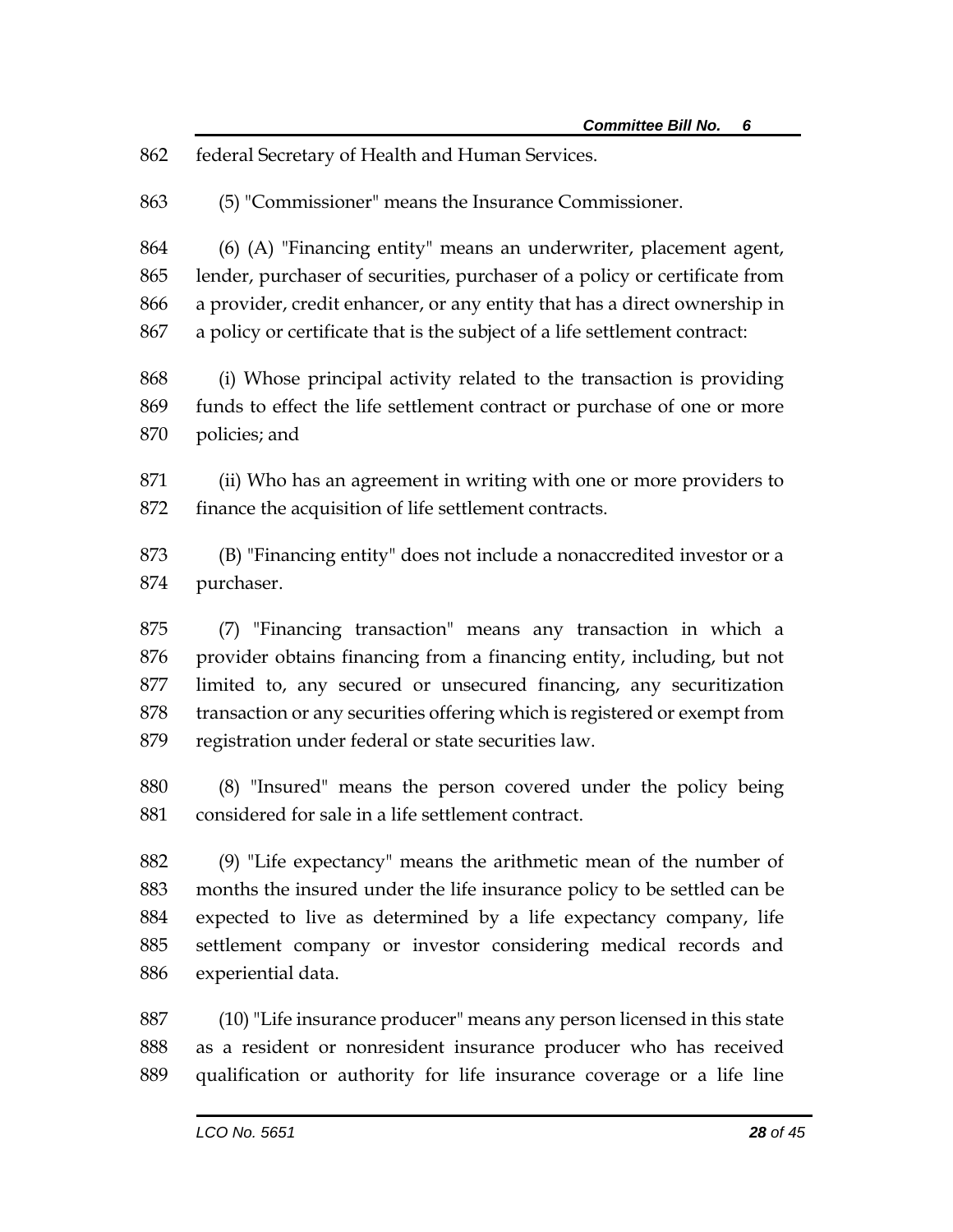federal Secretary of Health and Human Services.

(5) "Commissioner" means the Insurance Commissioner.

(6) (A) "Financing entity" means an underwriter, placement agent, lender, purchaser of securities, purchaser of a policy or certificate from a provider, credit enhancer, or any entity that has a direct ownership in a policy or certificate that is the subject of a life settlement contract:

(i) Whose principal activity related to the transaction is providing funds to effect the life settlement contract or purchase of one or more policies; and

(ii) Who has an agreement in writing with one or more providers to finance the acquisition of life settlement contracts.

(B) "Financing entity" does not include a nonaccredited investor or a purchaser.

(7) "Financing transaction" means any transaction in which a provider obtains financing from a financing entity, including, but not limited to, any secured or unsecured financing, any securitization transaction or any securities offering which is registered or exempt from registration under federal or state securities law.

(8) "Insured" means the person covered under the policy being considered for sale in a life settlement contract.

(9) "Life expectancy" means the arithmetic mean of the number of months the insured under the life insurance policy to be settled can be expected to live as determined by a life expectancy company, life settlement company or investor considering medical records and experiential data.

(10) "Life insurance producer" means any person licensed in this state as a resident or nonresident insurance producer who has received qualification or authority for life insurance coverage or a life line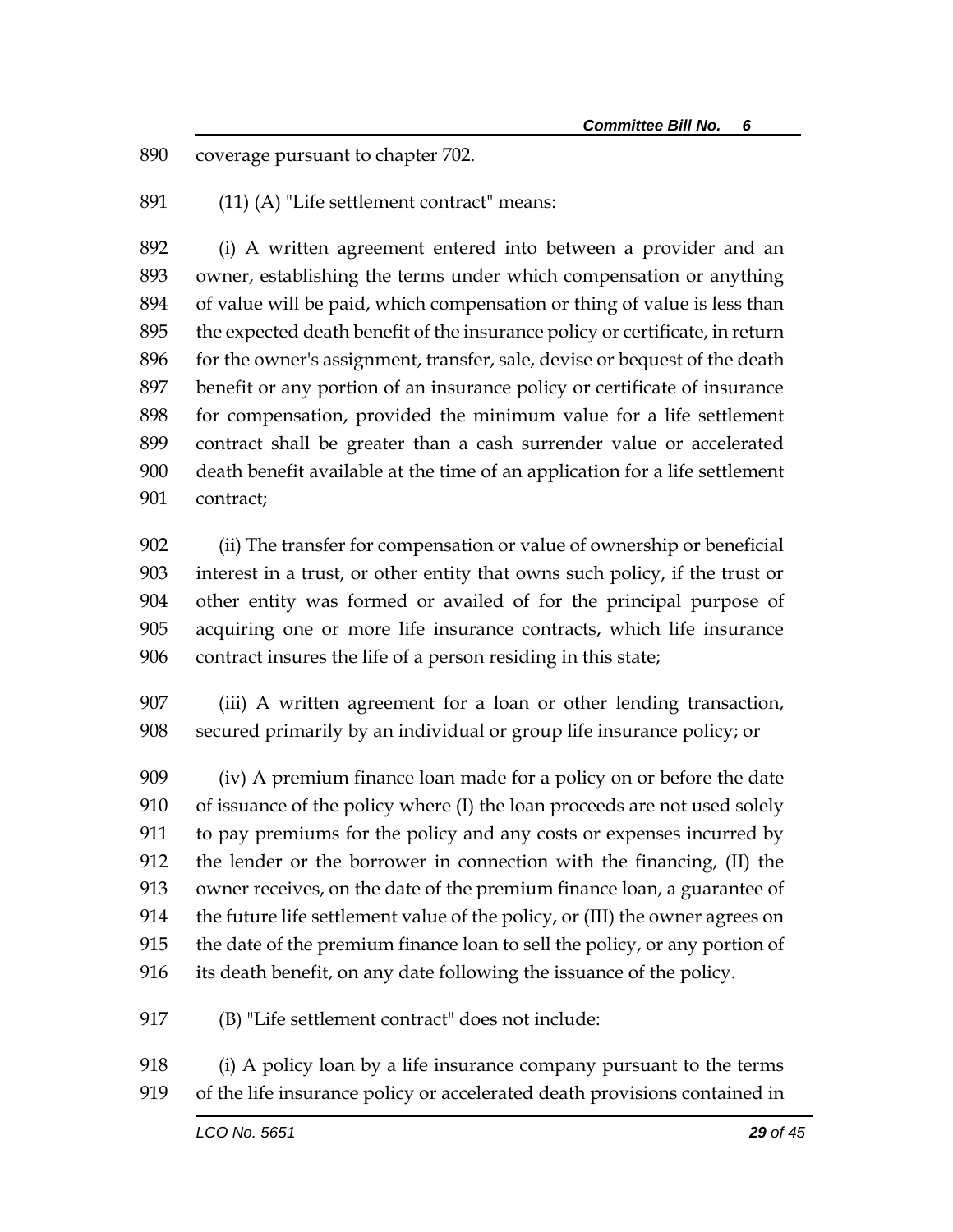coverage pursuant to chapter 702.

(11) (A) "Life settlement contract" means:

(i) A written agreement entered into between a provider and an owner, establishing the terms under which compensation or anything of value will be paid, which compensation or thing of value is less than the expected death benefit of the insurance policy or certificate, in return for the owner's assignment, transfer, sale, devise or bequest of the death benefit or any portion of an insurance policy or certificate of insurance for compensation, provided the minimum value for a life settlement contract shall be greater than a cash surrender value or accelerated death benefit available at the time of an application for a life settlement contract;

(ii) The transfer for compensation or value of ownership or beneficial interest in a trust, or other entity that owns such policy, if the trust or other entity was formed or availed of for the principal purpose of acquiring one or more life insurance contracts, which life insurance contract insures the life of a person residing in this state;

(iii) A written agreement for a loan or other lending transaction, secured primarily by an individual or group life insurance policy; or

(iv) A premium finance loan made for a policy on or before the date of issuance of the policy where (I) the loan proceeds are not used solely to pay premiums for the policy and any costs or expenses incurred by the lender or the borrower in connection with the financing, (II) the owner receives, on the date of the premium finance loan, a guarantee of the future life settlement value of the policy, or (III) the owner agrees on the date of the premium finance loan to sell the policy, or any portion of its death benefit, on any date following the issuance of the policy.

(B) "Life settlement contract" does not include:

(i) A policy loan by a life insurance company pursuant to the terms of the life insurance policy or accelerated death provisions contained in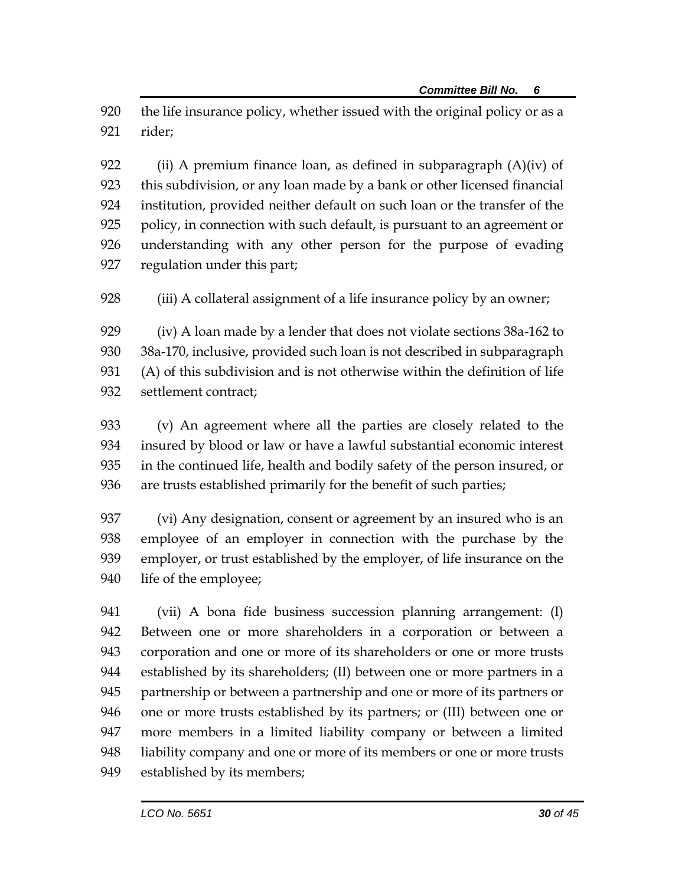the life insurance policy, whether issued with the original policy or as a rider;

(ii) A premium finance loan, as defined in subparagraph (A)(iv) of this subdivision, or any loan made by a bank or other licensed financial institution, provided neither default on such loan or the transfer of the policy, in connection with such default, is pursuant to an agreement or understanding with any other person for the purpose of evading regulation under this part;

(iii) A collateral assignment of a life insurance policy by an owner;

(iv) A loan made by a lender that does not violate sections 38a-162 to 38a-170, inclusive, provided such loan is not described in subparagraph (A) of this subdivision and is not otherwise within the definition of life settlement contract;

(v) An agreement where all the parties are closely related to the insured by blood or law or have a lawful substantial economic interest in the continued life, health and bodily safety of the person insured, or are trusts established primarily for the benefit of such parties;

(vi) Any designation, consent or agreement by an insured who is an employee of an employer in connection with the purchase by the employer, or trust established by the employer, of life insurance on the life of the employee;

(vii) A bona fide business succession planning arrangement: (I) Between one or more shareholders in a corporation or between a corporation and one or more of its shareholders or one or more trusts established by its shareholders; (II) between one or more partners in a partnership or between a partnership and one or more of its partners or one or more trusts established by its partners; or (III) between one or more members in a limited liability company or between a limited liability company and one or more of its members or one or more trusts established by its members;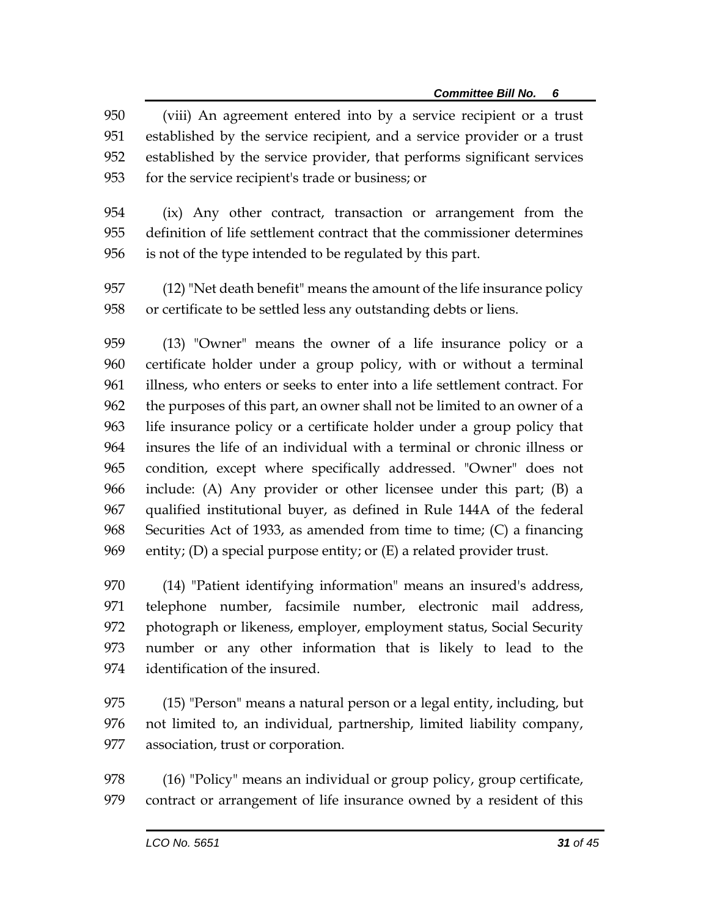(viii) An agreement entered into by a service recipient or a trust established by the service recipient, and a service provider or a trust established by the service provider, that performs significant services for the service recipient's trade or business; or

(ix) Any other contract, transaction or arrangement from the definition of life settlement contract that the commissioner determines is not of the type intended to be regulated by this part.

(12) "Net death benefit" means the amount of the life insurance policy or certificate to be settled less any outstanding debts or liens.

(13) "Owner" means the owner of a life insurance policy or a certificate holder under a group policy, with or without a terminal illness, who enters or seeks to enter into a life settlement contract. For the purposes of this part, an owner shall not be limited to an owner of a life insurance policy or a certificate holder under a group policy that insures the life of an individual with a terminal or chronic illness or condition, except where specifically addressed. "Owner" does not include: (A) Any provider or other licensee under this part; (B) a qualified institutional buyer, as defined in Rule 144A of the federal Securities Act of 1933, as amended from time to time; (C) a financing entity; (D) a special purpose entity; or (E) a related provider trust.

(14) "Patient identifying information" means an insured's address, telephone number, facsimile number, electronic mail address, photograph or likeness, employer, employment status, Social Security number or any other information that is likely to lead to the identification of the insured.

(15) "Person" means a natural person or a legal entity, including, but not limited to, an individual, partnership, limited liability company, association, trust or corporation.

(16) "Policy" means an individual or group policy, group certificate, contract or arrangement of life insurance owned by a resident of this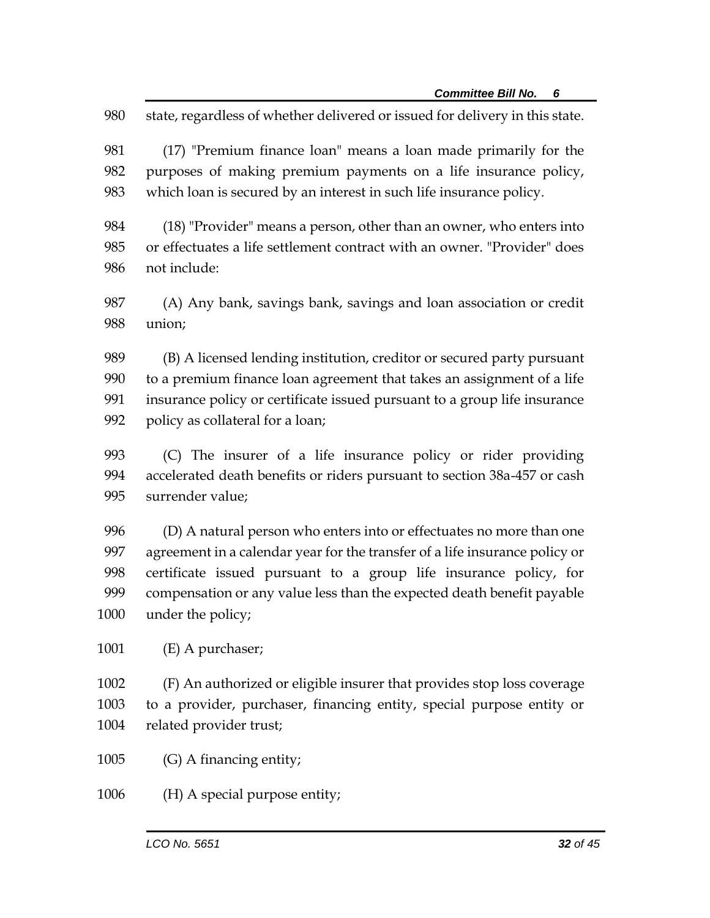state, regardless of whether delivered or issued for delivery in this state.

(17) "Premium finance loan" means a loan made primarily for the purposes of making premium payments on a life insurance policy, which loan is secured by an interest in such life insurance policy.

(18) "Provider" means a person, other than an owner, who enters into or effectuates a life settlement contract with an owner. "Provider" does not include:

(A) Any bank, savings bank, savings and loan association or credit union;

(B) A licensed lending institution, creditor or secured party pursuant to a premium finance loan agreement that takes an assignment of a life insurance policy or certificate issued pursuant to a group life insurance policy as collateral for a loan;

(C) The insurer of a life insurance policy or rider providing accelerated death benefits or riders pursuant to section 38a-457 or cash surrender value;

(D) A natural person who enters into or effectuates no more than one agreement in a calendar year for the transfer of a life insurance policy or certificate issued pursuant to a group life insurance policy, for compensation or any value less than the expected death benefit payable under the policy;

(E) A purchaser;

(F) An authorized or eligible insurer that provides stop loss coverage to a provider, purchaser, financing entity, special purpose entity or related provider trust;

(G) A financing entity;

(H) A special purpose entity;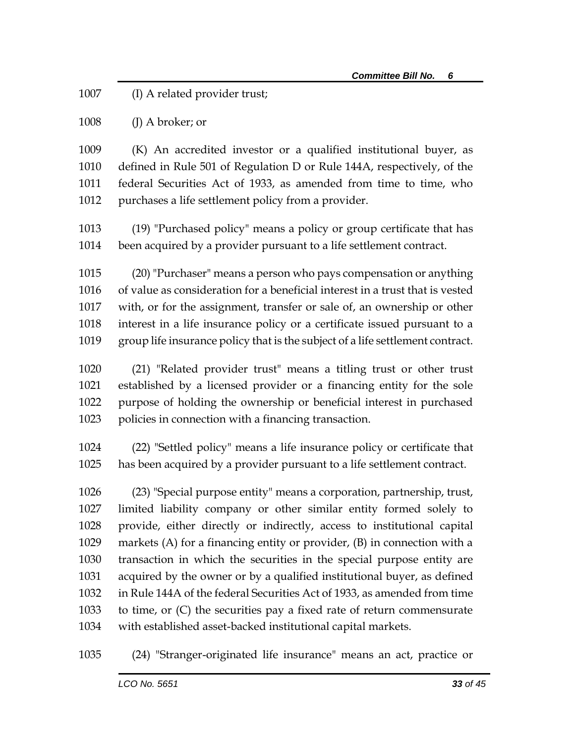(I) A related provider trust;

(J) A broker; or

(K) An accredited investor or a qualified institutional buyer, as defined in Rule 501 of Regulation D or Rule 144A, respectively, of the federal Securities Act of 1933, as amended from time to time, who purchases a life settlement policy from a provider.

(19) "Purchased policy" means a policy or group certificate that has been acquired by a provider pursuant to a life settlement contract.

(20) "Purchaser" means a person who pays compensation or anything of value as consideration for a beneficial interest in a trust that is vested with, or for the assignment, transfer or sale of, an ownership or other interest in a life insurance policy or a certificate issued pursuant to a group life insurance policy that is the subject of a life settlement contract.

(21) "Related provider trust" means a titling trust or other trust established by a licensed provider or a financing entity for the sole purpose of holding the ownership or beneficial interest in purchased policies in connection with a financing transaction.

(22) "Settled policy" means a life insurance policy or certificate that has been acquired by a provider pursuant to a life settlement contract.

(23) "Special purpose entity" means a corporation, partnership, trust, limited liability company or other similar entity formed solely to provide, either directly or indirectly, access to institutional capital markets (A) for a financing entity or provider, (B) in connection with a transaction in which the securities in the special purpose entity are acquired by the owner or by a qualified institutional buyer, as defined in Rule 144A of the federal Securities Act of 1933, as amended from time to time, or (C) the securities pay a fixed rate of return commensurate with established asset-backed institutional capital markets.

(24) "Stranger-originated life insurance" means an act, practice or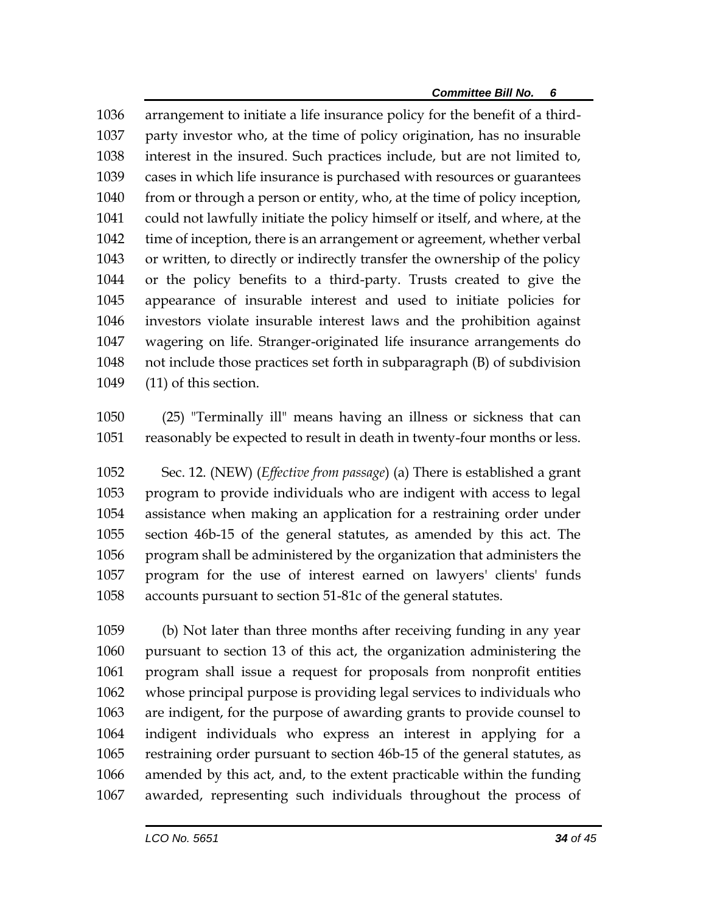arrangement to initiate a life insurance policy for the benefit of a third-party investor who, at the time of policy origination, has no insurable interest in the insured. Such practices include, but are not limited to, cases in which life insurance is purchased with resources or guarantees from or through a person or entity, who, at the time of policy inception, could not lawfully initiate the policy himself or itself, and where, at the time of inception, there is an arrangement or agreement, whether verbal or written, to directly or indirectly transfer the ownership of the policy or the policy benefits to a third-party. Trusts created to give the appearance of insurable interest and used to initiate policies for investors violate insurable interest laws and the prohibition against wagering on life. Stranger-originated life insurance arrangements do not include those practices set forth in subparagraph (B) of subdivision (11) of this section.

(25) "Terminally ill" means having an illness or sickness that can reasonably be expected to result in death in twenty-four months or less.

Sec. 12. (NEW) (*Effective from passage*) (a) There is established a grant program to provide individuals who are indigent with access to legal assistance when making an application for a restraining order under section 46b-15 of the general statutes, as amended by this act. The program shall be administered by the organization that administers the program for the use of interest earned on lawyers' clients' funds accounts pursuant to section 51-81c of the general statutes.

(b) Not later than three months after receiving funding in any year pursuant to section 13 of this act, the organization administering the program shall issue a request for proposals from nonprofit entities whose principal purpose is providing legal services to individuals who are indigent, for the purpose of awarding grants to provide counsel to indigent individuals who express an interest in applying for a restraining order pursuant to section 46b-15 of the general statutes, as amended by this act, and, to the extent practicable within the funding awarded, representing such individuals throughout the process of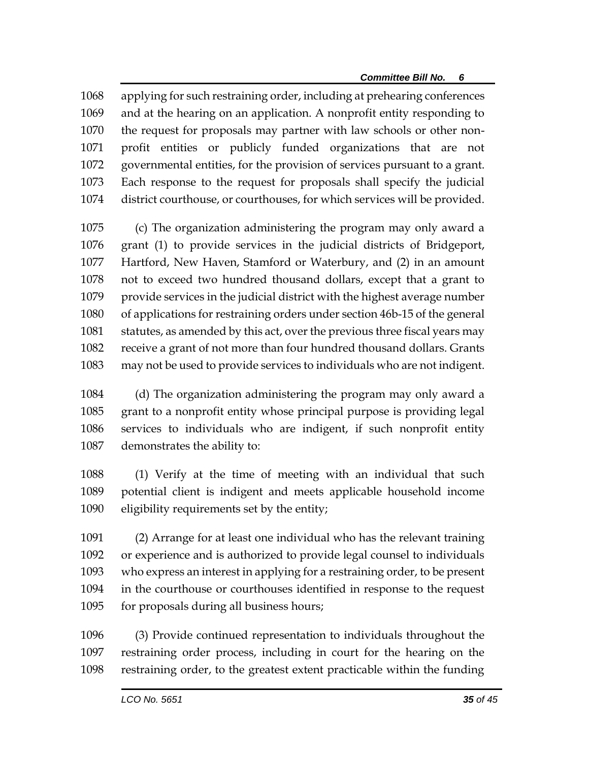applying for such restraining order, including at prehearing conferences and at the hearing on an application. A nonprofit entity responding to the request for proposals may partner with law schools or other non-profit entities or publicly funded organizations that are not governmental entities, for the provision of services pursuant to a grant. Each response to the request for proposals shall specify the judicial district courthouse, or courthouses, for which services will be provided.

(c) The organization administering the program may only award a grant (1) to provide services in the judicial districts of Bridgeport, Hartford, New Haven, Stamford or Waterbury, and (2) in an amount not to exceed two hundred thousand dollars, except that a grant to provide services in the judicial district with the highest average number of applications for restraining orders under section 46b-15 of the general statutes, as amended by this act, over the previous three fiscal years may receive a grant of not more than four hundred thousand dollars. Grants may not be used to provide services to individuals who are not indigent.

(d) The organization administering the program may only award a grant to a nonprofit entity whose principal purpose is providing legal services to individuals who are indigent, if such nonprofit entity demonstrates the ability to:

(1) Verify at the time of meeting with an individual that such potential client is indigent and meets applicable household income eligibility requirements set by the entity;

(2) Arrange for at least one individual who has the relevant training or experience and is authorized to provide legal counsel to individuals who express an interest in applying for a restraining order, to be present in the courthouse or courthouses identified in response to the request for proposals during all business hours;

(3) Provide continued representation to individuals throughout the restraining order process, including in court for the hearing on the restraining order, to the greatest extent practicable within the funding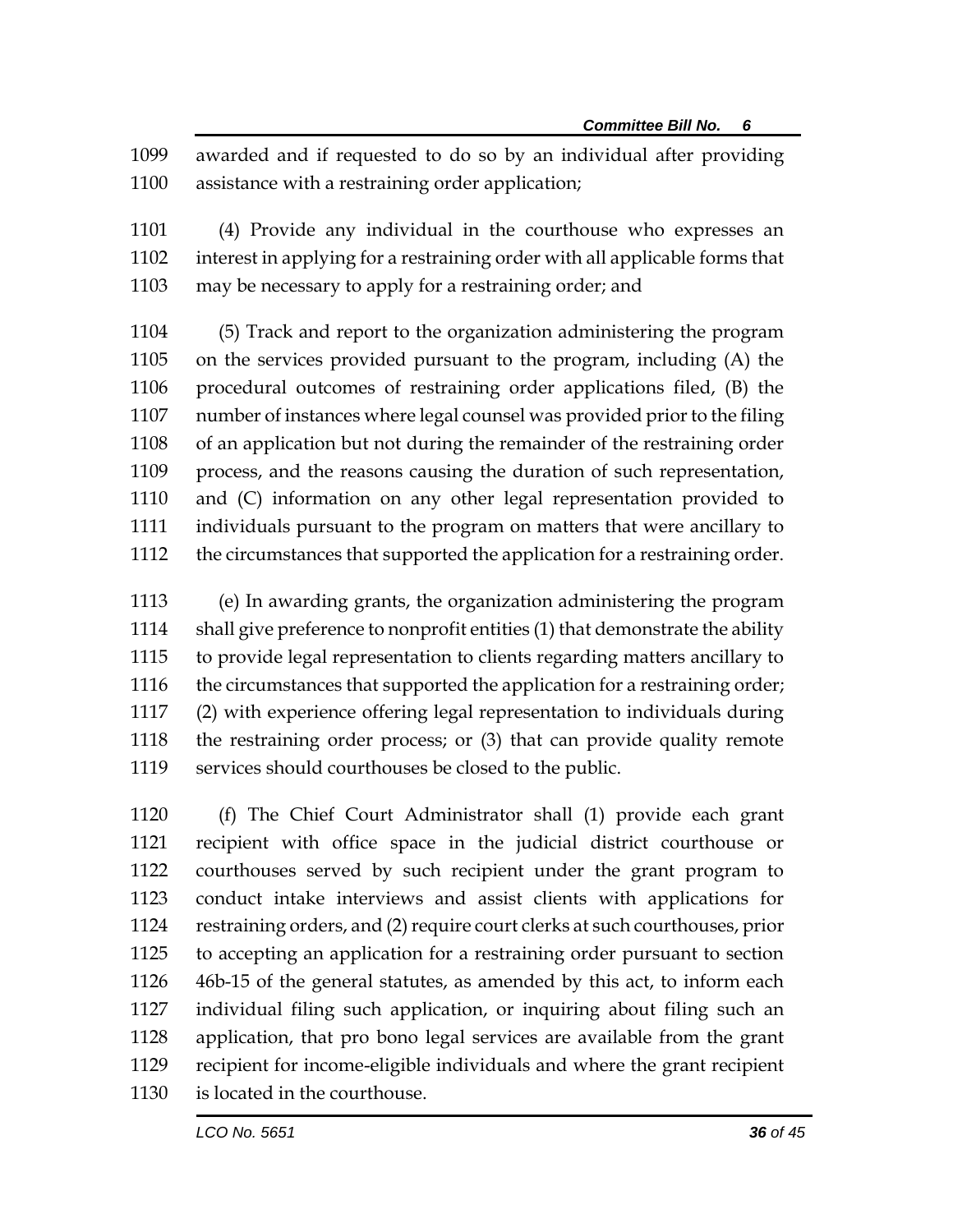awarded and if requested to do so by an individual after providing assistance with a restraining order application;

(4) Provide any individual in the courthouse who expresses an interest in applying for a restraining order with all applicable forms that may be necessary to apply for a restraining order; and

(5) Track and report to the organization administering the program on the services provided pursuant to the program, including (A) the procedural outcomes of restraining order applications filed, (B) the number of instances where legal counsel was provided prior to the filing of an application but not during the remainder of the restraining order process, and the reasons causing the duration of such representation, and (C) information on any other legal representation provided to individuals pursuant to the program on matters that were ancillary to the circumstances that supported the application for a restraining order.

(e) In awarding grants, the organization administering the program shall give preference to nonprofit entities (1) that demonstrate the ability to provide legal representation to clients regarding matters ancillary to the circumstances that supported the application for a restraining order; (2) with experience offering legal representation to individuals during the restraining order process; or (3) that can provide quality remote services should courthouses be closed to the public.

(f) The Chief Court Administrator shall (1) provide each grant recipient with office space in the judicial district courthouse or courthouses served by such recipient under the grant program to conduct intake interviews and assist clients with applications for restraining orders, and (2) require court clerks at such courthouses, prior to accepting an application for a restraining order pursuant to section 46b-15 of the general statutes, as amended by this act, to inform each individual filing such application, or inquiring about filing such an application, that pro bono legal services are available from the grant recipient for income-eligible individuals and where the grant recipient is located in the courthouse.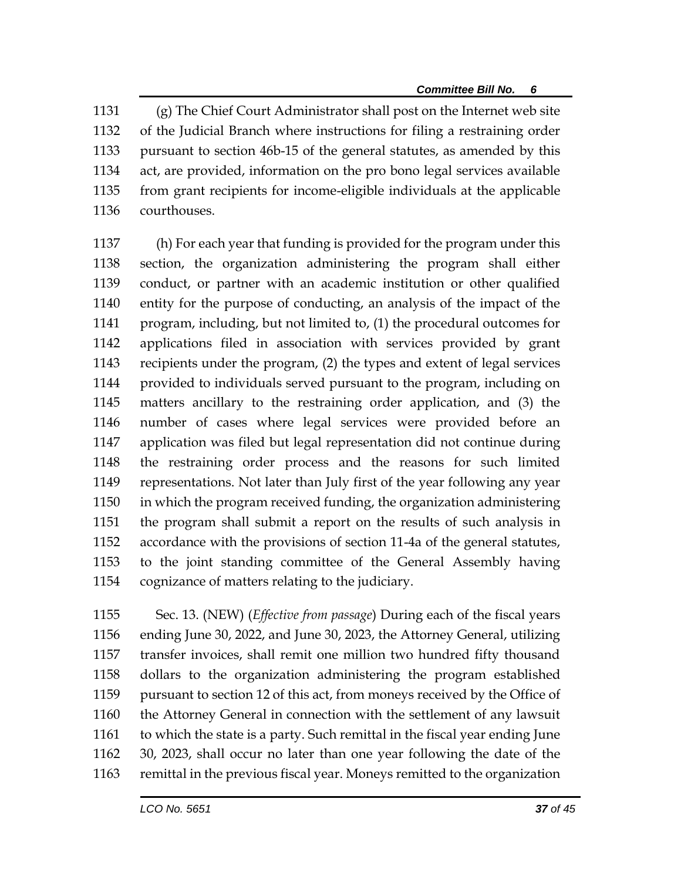(g) The Chief Court Administrator shall post on the Internet web site of the Judicial Branch where instructions for filing a restraining order pursuant to section 46b-15 of the general statutes, as amended by this act, are provided, information on the pro bono legal services available from grant recipients for income-eligible individuals at the applicable courthouses.

(h) For each year that funding is provided for the program under this section, the organization administering the program shall either conduct, or partner with an academic institution or other qualified entity for the purpose of conducting, an analysis of the impact of the program, including, but not limited to, (1) the procedural outcomes for applications filed in association with services provided by grant recipients under the program, (2) the types and extent of legal services provided to individuals served pursuant to the program, including on matters ancillary to the restraining order application, and (3) the number of cases where legal services were provided before an application was filed but legal representation did not continue during the restraining order process and the reasons for such limited representations. Not later than July first of the year following any year in which the program received funding, the organization administering the program shall submit a report on the results of such analysis in accordance with the provisions of section 11-4a of the general statutes, to the joint standing committee of the General Assembly having cognizance of matters relating to the judiciary.

Sec. 13. (NEW) (*Effective from passage*) During each of the fiscal years ending June 30, 2022, and June 30, 2023, the Attorney General, utilizing transfer invoices, shall remit one million two hundred fifty thousand dollars to the organization administering the program established pursuant to section 12 of this act, from moneys received by the Office of the Attorney General in connection with the settlement of any lawsuit to which the state is a party. Such remittal in the fiscal year ending June 30, 2023, shall occur no later than one year following the date of the remittal in the previous fiscal year. Moneys remitted to the organization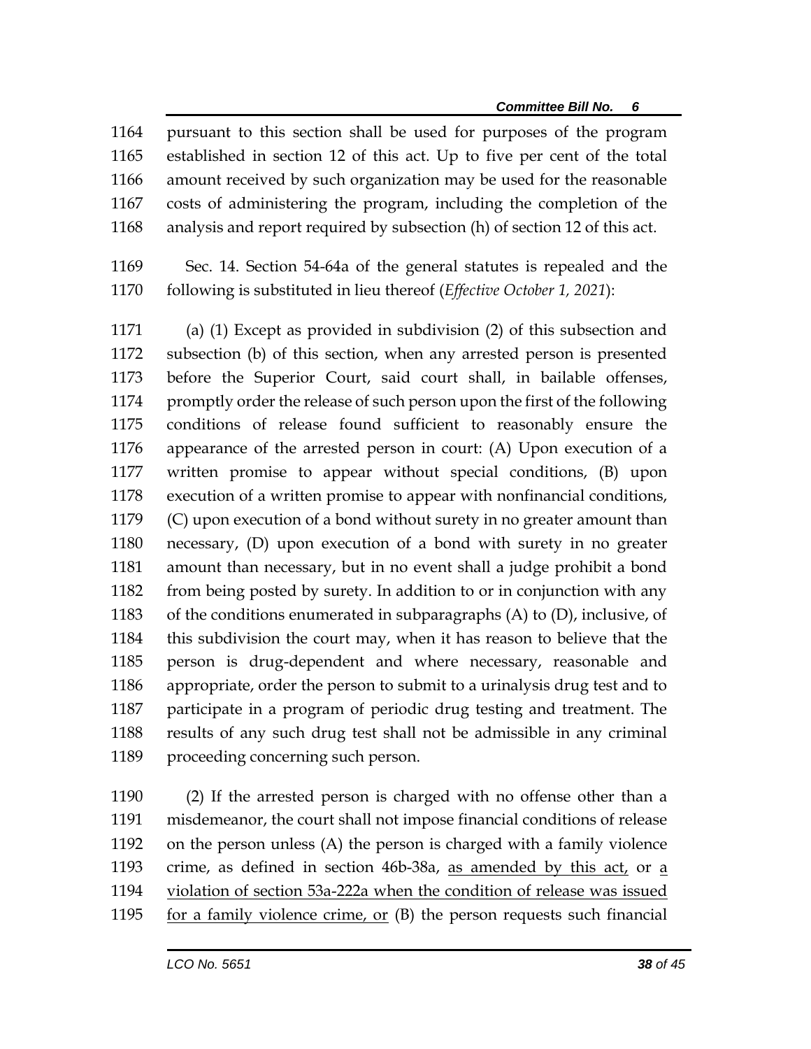1164 pursuant to this section shall be used for purposes of the program
1165 established in section 12 of this act. Up to five per cent of the total
1166 amount received by such organization may be used for the reasonable
1167 costs of administering the program, including the completion of the
1168 analysis and report required by subsection (h) of section 12 of this act.

1169 Sec. 14. Section 54-64a of the general statutes is repealed and the
1170 following is substituted in lieu thereof (*Effective October 1, 2021*):

1171 (a) (1) Except as provided in subdivision (2) of this subsection and
1172 subsection (b) of this section, when any arrested person is presented
1173 before the Superior Court, said court shall, in bailable offenses,
1174 promptly order the release of such person upon the first of the following
1175 conditions of release found sufficient to reasonably ensure the
1176 appearance of the arrested person in court: (A) Upon execution of a
1177 written promise to appear without special conditions, (B) upon
1178 execution of a written promise to appear with nonfinancial conditions,
1179 (C) upon execution of a bond without surety in no greater amount than
1180 necessary, (D) upon execution of a bond with surety in no greater
1181 amount than necessary, but in no event shall a judge prohibit a bond
1182 from being posted by surety. In addition to or in conjunction with any
1183 of the conditions enumerated in subparagraphs (A) to (D), inclusive, of
1184 this subdivision the court may, when it has reason to believe that the
1185 person is drug-dependent and where necessary, reasonable and
1186 appropriate, order the person to submit to a urinalysis drug test and to
1187 participate in a program of periodic drug testing and treatment. The
1188 results of any such drug test shall not be admissible in any criminal
1189 proceeding concerning such person.

1190 (2) If the arrested person is charged with no offense other than a
1191 misdemeanor, the court shall not impose financial conditions of release
1192 on the person unless (A) the person is charged with a family violence
1193 crime, as defined in section 46b-38a, <u>as amended by this act,</u> or <u>a</u>
1194 <u>violation of section 53a-222a when the condition of release was issued</u>
1195 <u>for a family violence crime, or</u> (B) the person requests such financial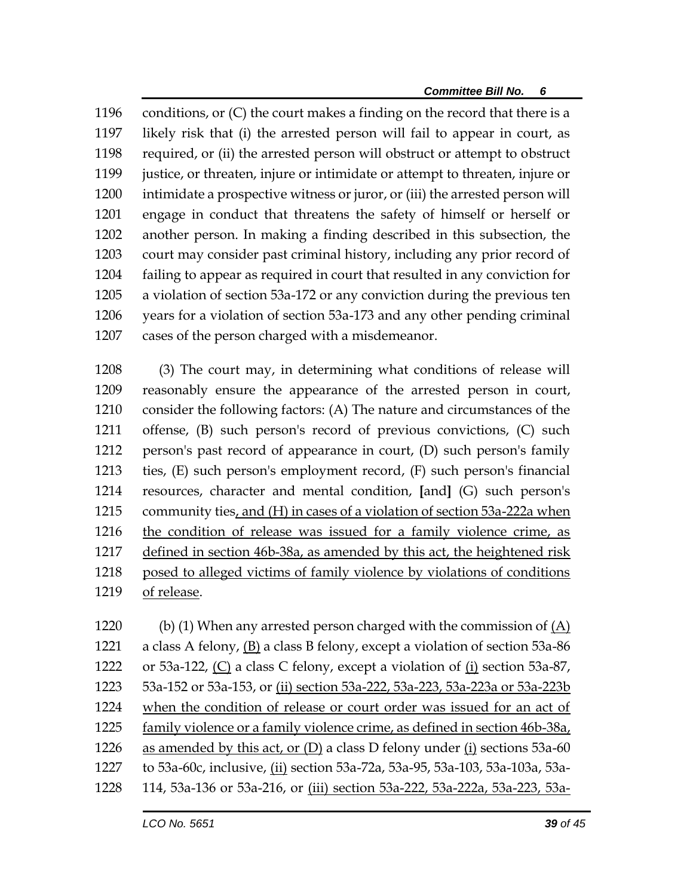conditions, or (C) the court makes a finding on the record that there is a likely risk that (i) the arrested person will fail to appear in court, as required, or (ii) the arrested person will obstruct or attempt to obstruct justice, or threaten, injure or intimidate or attempt to threaten, injure or intimidate a prospective witness or juror, or (iii) the arrested person will engage in conduct that threatens the safety of himself or herself or another person. In making a finding described in this subsection, the court may consider past criminal history, including any prior record of failing to appear as required in court that resulted in any conviction for a violation of section 53a-172 or any conviction during the previous ten years for a violation of section 53a-173 and any other pending criminal cases of the person charged with a misdemeanor.

(3) The court may, in determining what conditions of release will reasonably ensure the appearance of the arrested person in court, consider the following factors: (A) The nature and circumstances of the offense, (B) such person's record of previous convictions, (C) such person's past record of appearance in court, (D) such person's family ties, (E) such person's employment record, (F) such person's financial resources, character and mental condition, **[**and**]** (G) such person's community ties, and (H) in cases of a violation of section 53a-222a when the condition of release was issued for a family violence crime, as defined in section 46b-38a, as amended by this act, the heightened risk posed to alleged victims of family violence by violations of conditions of release.

(b) (1) When any arrested person charged with the commission of (A) a class A felony, (B) a class B felony, except a violation of section 53a-86 or 53a-122, (C) a class C felony, except a violation of (i) section 53a-87, 53a-152 or 53a-153, or (ii) section 53a-222, 53a-223, 53a-223a or 53a-223b when the condition of release or court order was issued for an act of family violence or a family violence crime, as defined in section 46b-38a, as amended by this act, or (D) a class D felony under (i) sections 53a-60 to 53a-60c, inclusive, (ii) section 53a-72a, 53a-95, 53a-103, 53a-103a, 53a-114, 53a-136 or 53a-216, or (iii) section 53a-222, 53a-222a, 53a-223, 53a-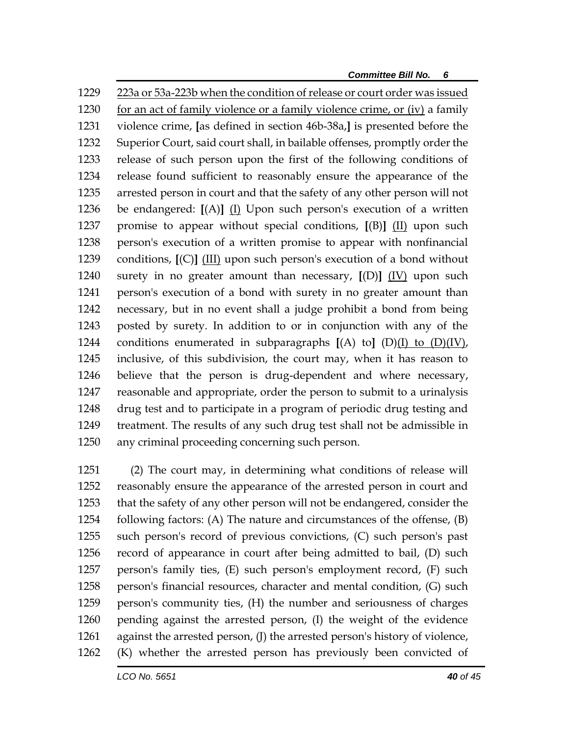1229 <u>223a or 53a-223b when the condition of release or court order was issued</u>
1230 <u>for an act of family violence or a family violence crime, or (iv)</u> a family
1231 violence crime, **[**as defined in section 46b-38a,**]** is presented before the
1232 Superior Court, said court shall, in bailable offenses, promptly order the
1233 release of such person upon the first of the following conditions of
1234 release found sufficient to reasonably ensure the appearance of the
1235 arrested person in court and that the safety of any other person will not
1236 be endangered: **[**(A)**]** <u>(I)</u> Upon such person's execution of a written
1237 promise to appear without special conditions, **[**(B)**]** <u>(II)</u> upon such
1238 person's execution of a written promise to appear with nonfinancial
1239 conditions, **[**(C)**]** <u>(III)</u> upon such person's execution of a bond without
1240 surety in no greater amount than necessary, **[**(D)**]** <u>(IV)</u> upon such
1241 person's execution of a bond with surety in no greater amount than
1242 necessary, but in no event shall a judge prohibit a bond from being
1243 posted by surety. In addition to or in conjunction with any of the
1244 conditions enumerated in subparagraphs **[**(A) to**]** (D)<u>(I) to (D)(IV)</u>,
1245 inclusive, of this subdivision, the court may, when it has reason to
1246 believe that the person is drug-dependent and where necessary,
1247 reasonable and appropriate, order the person to submit to a urinalysis
1248 drug test and to participate in a program of periodic drug testing and
1249 treatment. The results of any such drug test shall not be admissible in
1250 any criminal proceeding concerning such person.

1251 (2) The court may, in determining what conditions of release will
1252 reasonably ensure the appearance of the arrested person in court and
1253 that the safety of any other person will not be endangered, consider the
1254 following factors: (A) The nature and circumstances of the offense, (B)
1255 such person's record of previous convictions, (C) such person's past
1256 record of appearance in court after being admitted to bail, (D) such
1257 person's family ties, (E) such person's employment record, (F) such
1258 person's financial resources, character and mental condition, (G) such
1259 person's community ties, (H) the number and seriousness of charges
1260 pending against the arrested person, (I) the weight of the evidence
1261 against the arrested person, (J) the arrested person's history of violence,
1262 (K) whether the arrested person has previously been convicted of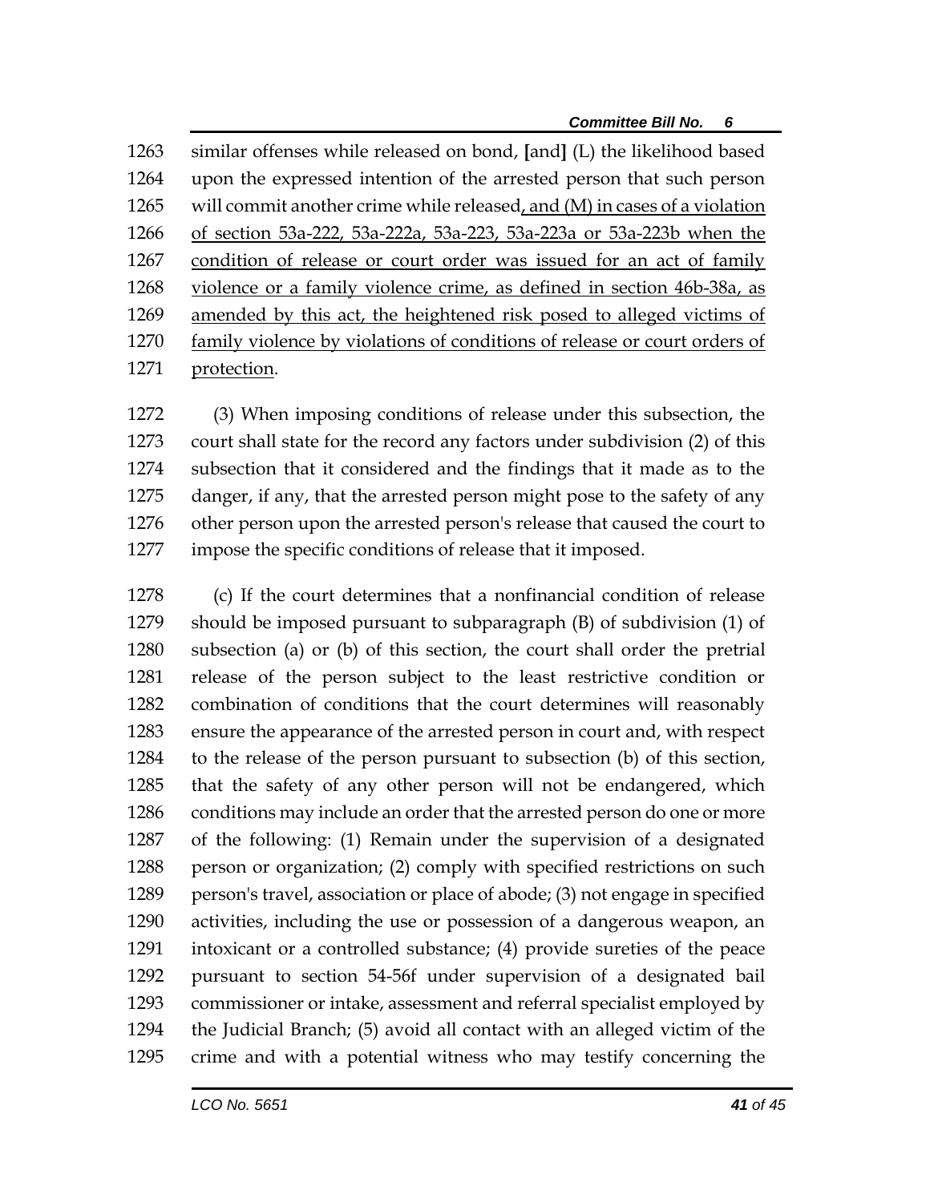similar offenses while released on bond, [and] (L) the likelihood based upon the expressed intention of the arrested person that such person will commit another crime while released<u>, and (M) in cases of a violation of section 53a-222, 53a-222a, 53a-223, 53a-223a or 53a-223b when the condition of release or court order was issued for an act of family violence or a family violence crime, as defined in section 46b-38a, as amended by this act, the heightened risk posed to alleged victims of family violence by violations of conditions of release or court orders of protection</u>.

(3) When imposing conditions of release under this subsection, the court shall state for the record any factors under subdivision (2) of this subsection that it considered and the findings that it made as to the danger, if any, that the arrested person might pose to the safety of any other person upon the arrested person's release that caused the court to impose the specific conditions of release that it imposed.

(c) If the court determines that a nonfinancial condition of release should be imposed pursuant to subparagraph (B) of subdivision (1) of subsection (a) or (b) of this section, the court shall order the pretrial release of the person subject to the least restrictive condition or combination of conditions that the court determines will reasonably ensure the appearance of the arrested person in court and, with respect to the release of the person pursuant to subsection (b) of this section, that the safety of any other person will not be endangered, which conditions may include an order that the arrested person do one or more of the following: (1) Remain under the supervision of a designated person or organization; (2) comply with specified restrictions on such person's travel, association or place of abode; (3) not engage in specified activities, including the use or possession of a dangerous weapon, an intoxicant or a controlled substance; (4) provide sureties of the peace pursuant to section 54-56f under supervision of a designated bail commissioner or intake, assessment and referral specialist employed by the Judicial Branch; (5) avoid all contact with an alleged victim of the crime and with a potential witness who may testify concerning the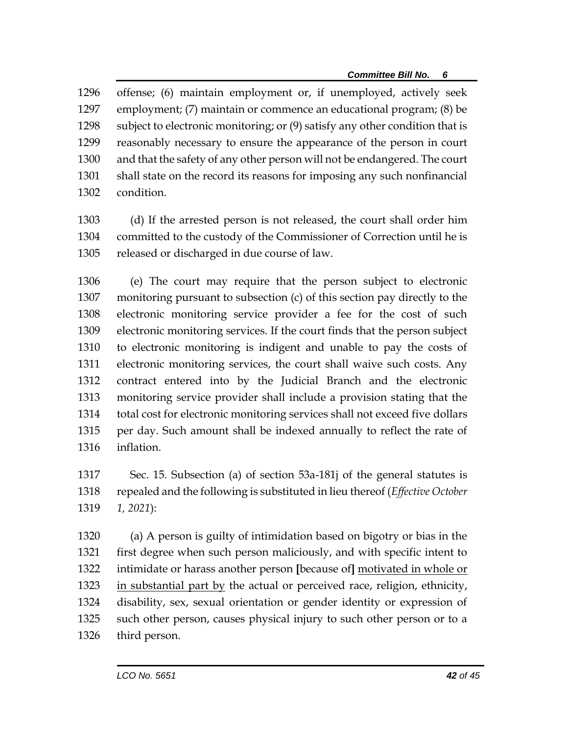offense; (6) maintain employment or, if unemployed, actively seek employment; (7) maintain or commence an educational program; (8) be subject to electronic monitoring; or (9) satisfy any other condition that is reasonably necessary to ensure the appearance of the person in court and that the safety of any other person will not be endangered. The court shall state on the record its reasons for imposing any such nonfinancial condition.

(d) If the arrested person is not released, the court shall order him committed to the custody of the Commissioner of Correction until he is released or discharged in due course of law.

(e) The court may require that the person subject to electronic monitoring pursuant to subsection (c) of this section pay directly to the electronic monitoring service provider a fee for the cost of such electronic monitoring services. If the court finds that the person subject to electronic monitoring is indigent and unable to pay the costs of electronic monitoring services, the court shall waive such costs. Any contract entered into by the Judicial Branch and the electronic monitoring service provider shall include a provision stating that the total cost for electronic monitoring services shall not exceed five dollars per day. Such amount shall be indexed annually to reflect the rate of inflation.

Sec. 15. Subsection (a) of section 53a-181j of the general statutes is repealed and the following is substituted in lieu thereof (*Effective October 1, 2021*):

(a) A person is guilty of intimidation based on bigotry or bias in the first degree when such person maliciously, and with specific intent to intimidate or harass another person **[**because of**]** <u>motivated in whole or in substantial part by</u> the actual or perceived race, religion, ethnicity, disability, sex, sexual orientation or gender identity or expression of such other person, causes physical injury to such other person or to a third person.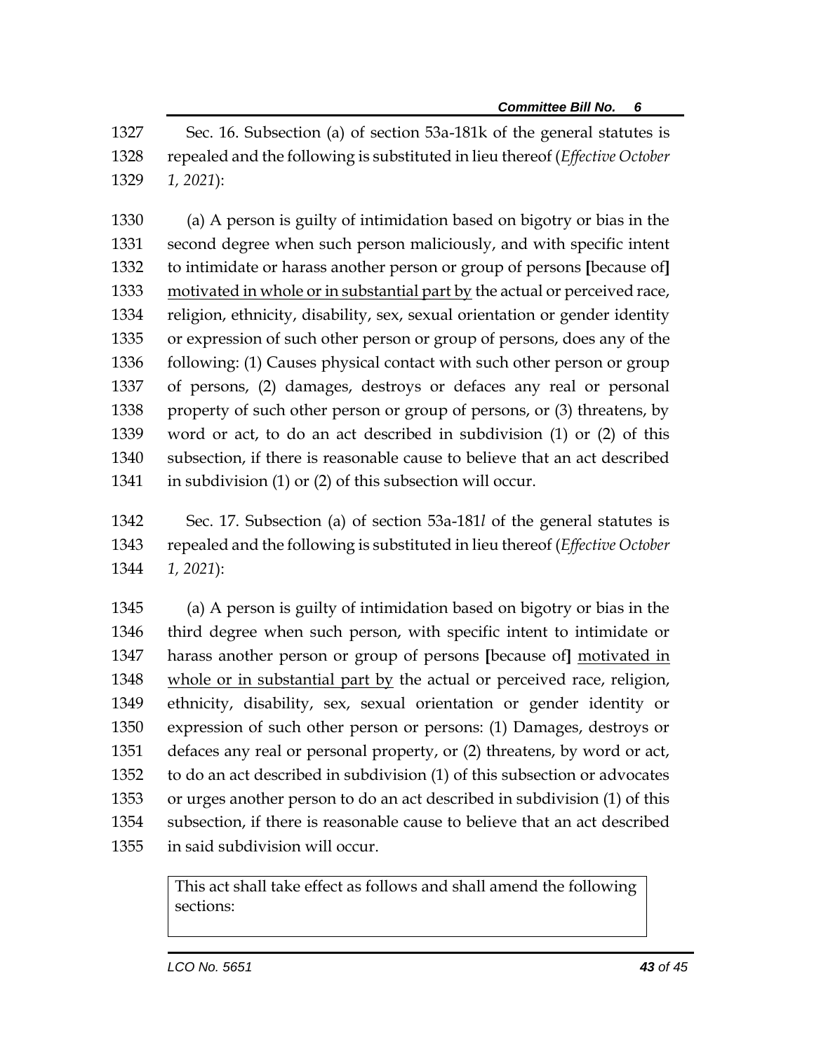Sec. 16. Subsection (a) of section 53a-181k of the general statutes is repealed and the following is substituted in lieu thereof (*Effective October 1, 2021*):

(a) A person is guilty of intimidation based on bigotry or bias in the second degree when such person maliciously, and with specific intent to intimidate or harass another person or group of persons [because of] <u>motivated in whole or in substantial part by</u> the actual or perceived race, religion, ethnicity, disability, sex, sexual orientation or gender identity or expression of such other person or group of persons, does any of the following: (1) Causes physical contact with such other person or group of persons, (2) damages, destroys or defaces any real or personal property of such other person or group of persons, or (3) threatens, by word or act, to do an act described in subdivision (1) or (2) of this subsection, if there is reasonable cause to believe that an act described in subdivision (1) or (2) of this subsection will occur.

Sec. 17. Subsection (a) of section 53a-181*l* of the general statutes is repealed and the following is substituted in lieu thereof (*Effective October 1, 2021*):

(a) A person is guilty of intimidation based on bigotry or bias in the third degree when such person, with specific intent to intimidate or harass another person or group of persons [because of] <u>motivated in whole or in substantial part by</u> the actual or perceived race, religion, ethnicity, disability, sex, sexual orientation or gender identity or expression of such other person or persons: (1) Damages, destroys or defaces any real or personal property, or (2) threatens, by word or act, to do an act described in subdivision (1) of this subsection or advocates or urges another person to do an act described in subdivision (1) of this subsection, if there is reasonable cause to believe that an act described in said subdivision will occur.

| This act shall take effect as follows and shall amend the following sections: |
| --- |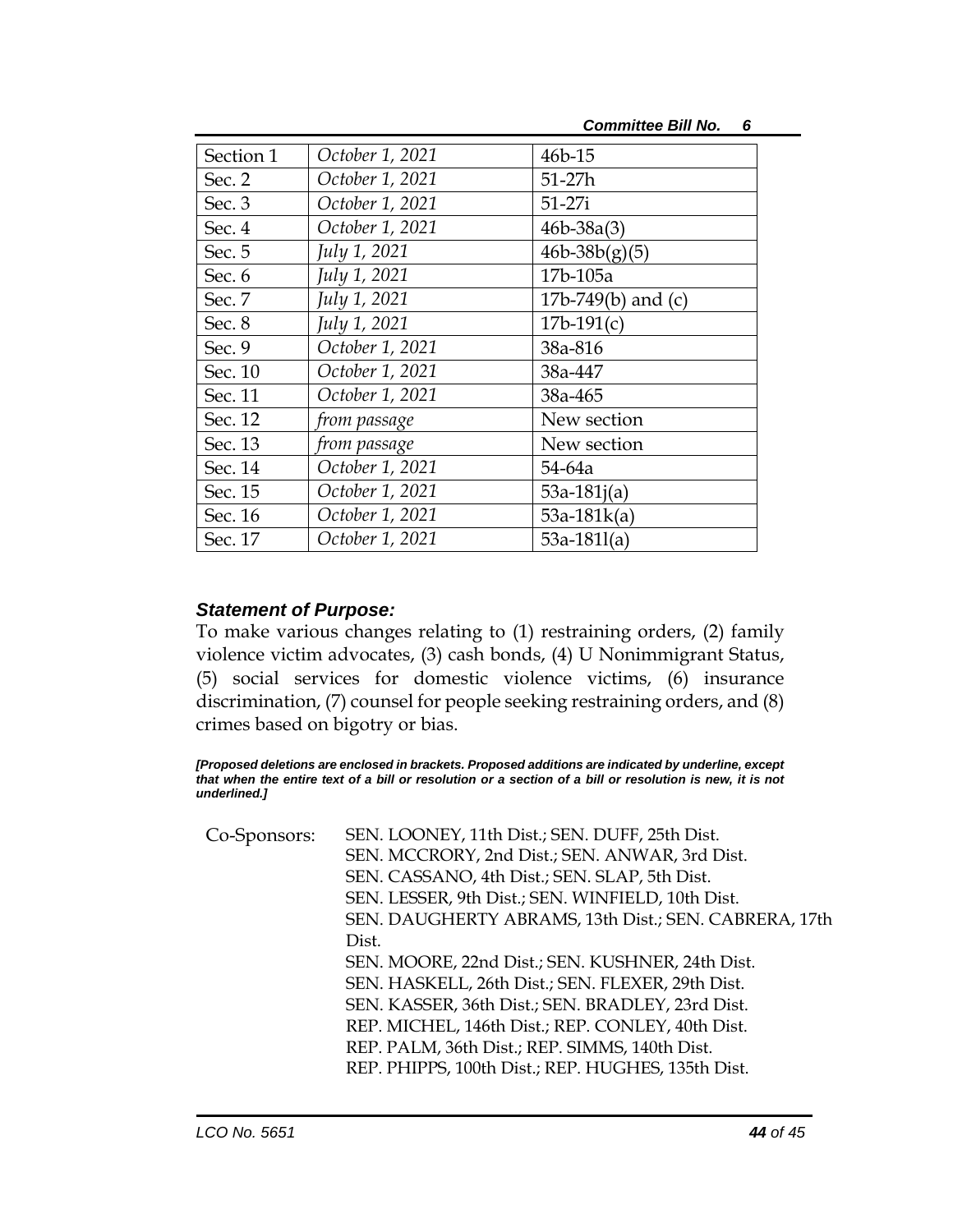| Section 1 | *October 1, 2021* | 46b-15 |
|---|---|---|
| Sec. 2 | *October 1, 2021* | 51-27h |
| Sec. 3 | *October 1, 2021* | 51-27i |
| Sec. 4 | *October 1, 2021* | 46b-38a(3) |
| Sec. 5 | *July 1, 2021* | 46b-38b(g)(5) |
| Sec. 6 | *July 1, 2021* | 17b-105a |
| Sec. 7 | *July 1, 2021* | 17b-749(b) and (c) |
| Sec. 8 | *July 1, 2021* | 17b-191(c) |
| Sec. 9 | *October 1, 2021* | 38a-816 |
| Sec. 10 | *October 1, 2021* | 38a-447 |
| Sec. 11 | *October 1, 2021* | 38a-465 |
| Sec. 12 | *from passage* | New section |
| Sec. 13 | *from passage* | New section |
| Sec. 14 | *October 1, 2021* | 54-64a |
| Sec. 15 | *October 1, 2021* | 53a-181j(a) |
| Sec. 16 | *October 1, 2021* | 53a-181k(a) |
| Sec. 17 | *October 1, 2021* | 53a-181l(a) |

### *Statement of Purpose:*

To make various changes relating to (1) restraining orders, (2) family violence victim advocates, (3) cash bonds, (4) U Nonimmigrant Status, (5) social services for domestic violence victims, (6) insurance discrimination, (7) counsel for people seeking restraining orders, and (8) crimes based on bigotry or bias.

***[Proposed deletions are enclosed in brackets. Proposed additions are indicated by underline, except that when the entire text of a bill or resolution or a section of a bill or resolution is new, it is not underlined.]***

Co-Sponsors: SEN. LOONEY, 11th Dist.; SEN. DUFF, 25th Dist.
SEN. MCCRORY, 2nd Dist.; SEN. ANWAR, 3rd Dist.
SEN. CASSANO, 4th Dist.; SEN. SLAP, 5th Dist.
SEN. LESSER, 9th Dist.; SEN. WINFIELD, 10th Dist.
SEN. DAUGHERTY ABRAMS, 13th Dist.; SEN. CABRERA, 17th Dist.
SEN. MOORE, 22nd Dist.; SEN. KUSHNER, 24th Dist.
SEN. HASKELL, 26th Dist.; SEN. FLEXER, 29th Dist.
SEN. KASSER, 36th Dist.; SEN. BRADLEY, 23rd Dist.
REP. MICHEL, 146th Dist.; REP. CONLEY, 40th Dist.
REP. PALM, 36th Dist.; REP. SIMMS, 140th Dist.
REP. PHIPPS, 100th Dist.; REP. HUGHES, 135th Dist.